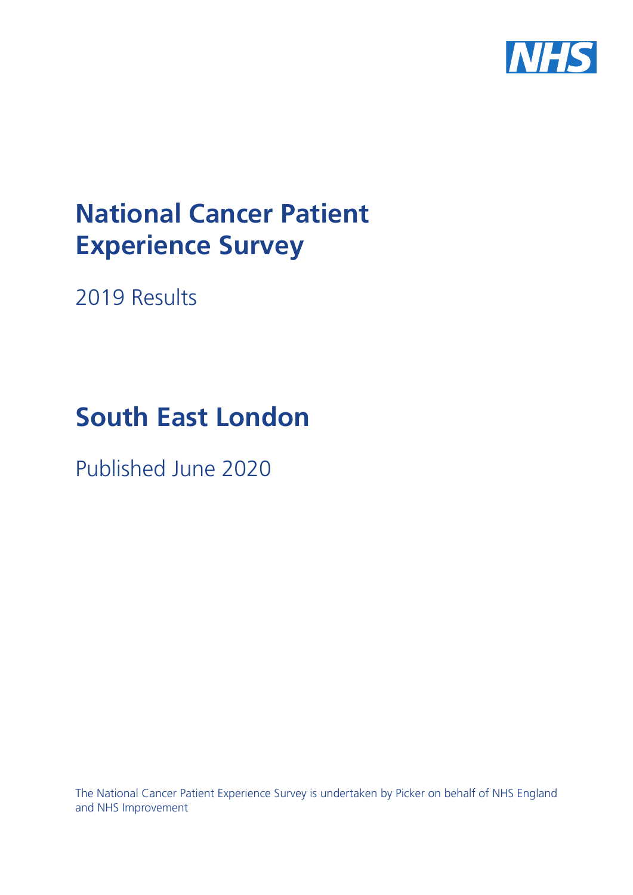# National Cancer Patient Experience Survey

2019 Results

# South East London

Published June 2020

The National Cancer Patient Experience Survey is undertaken by Picker on behalf of NHS England and NHS Improvement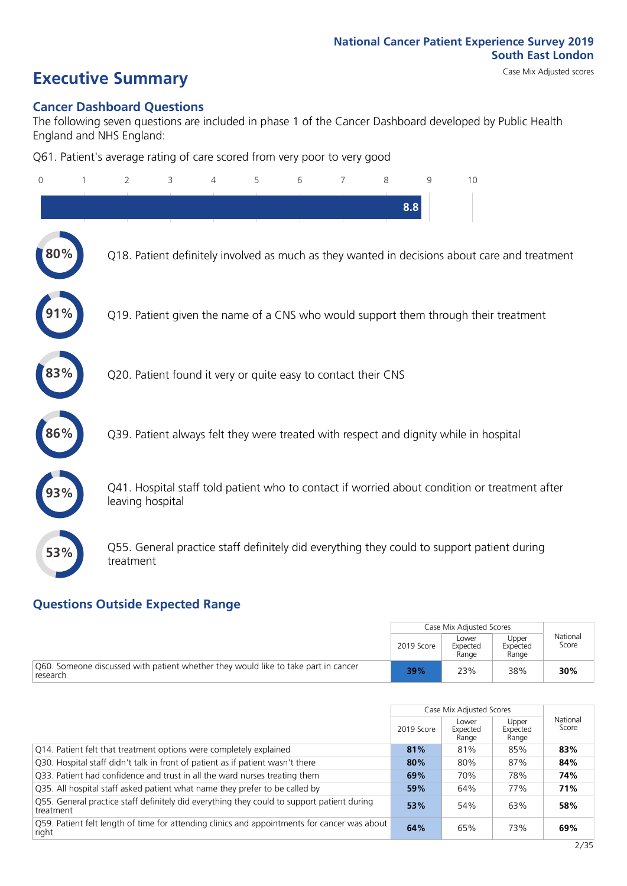National Cancer Patient Experience Survey 2019
South East London
Case Mix Adjusted scores

# Executive Summary

## Cancer Dashboard Questions

The following seven questions are included in phase 1 of the Cancer Dashboard developed by Public Health England and NHS England:

Q61. Patient's average rating of care scored from very poor to very good

8.8

80% Q18. Patient definitely involved as much as they wanted in decisions about care and treatment

91% Q19. Patient given the name of a CNS who would support them through their treatment

83% Q20. Patient found it very or quite easy to contact their CNS

86% Q39. Patient always felt they were treated with respect and dignity while in hospital

93% Q41. Hospital staff told patient who to contact if worried about condition or treatment after leaving hospital

53% Q55. General practice staff definitely did everything they could to support patient during treatment

## Questions Outside Expected Range

| | Case Mix Adjusted Scores | | | National Score |
|---|---|---|---|---|
| | 2019 Score | Lower Expected Range | Upper Expected Range | |
| Q60. Someone discussed with patient whether they would like to take part in cancer research | **39%** | 23% | 38% | **30%** |

| | Case Mix Adjusted Scores | | | National Score |
|---|---|---|---|---|
| | 2019 Score | Lower Expected Range | Upper Expected Range | |
| Q14. Patient felt that treatment options were completely explained | **81%** | 81% | 85% | **83%** |
| Q30. Hospital staff didn't talk in front of patient as if patient wasn't there | **80%** | 80% | 87% | **84%** |
| Q33. Patient had confidence and trust in all the ward nurses treating them | **69%** | 70% | 78% | **74%** |
| Q35. All hospital staff asked patient what name they prefer to be called by | **59%** | 64% | 77% | **71%** |
| Q55. General practice staff definitely did everything they could to support patient during treatment | **53%** | 54% | 63% | **58%** |
| Q59. Patient felt length of time for attending clinics and appointments for cancer was about right | **64%** | 65% | 73% | **69%** |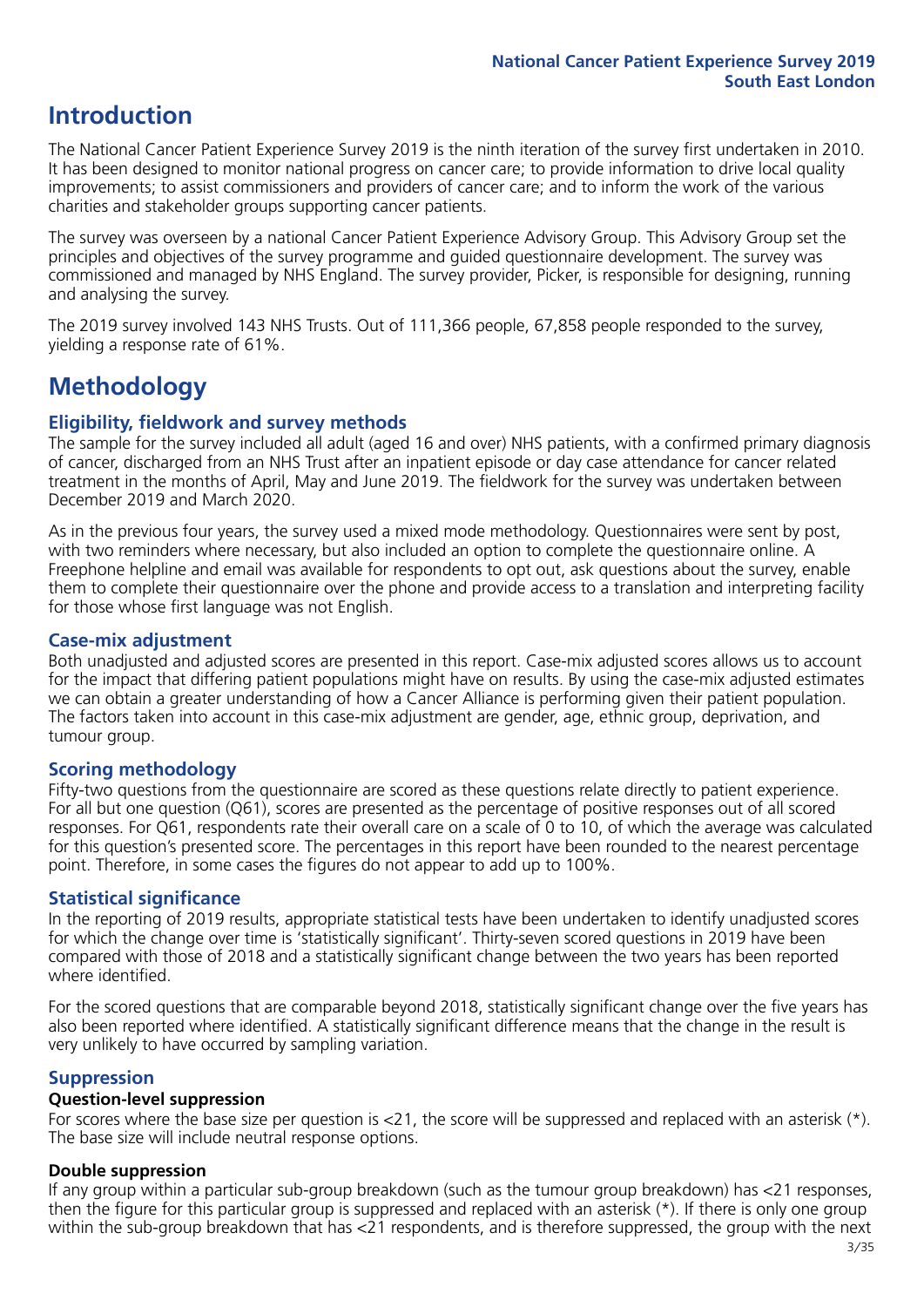# Introduction

The National Cancer Patient Experience Survey 2019 is the ninth iteration of the survey first undertaken in 2010. It has been designed to monitor national progress on cancer care; to provide information to drive local quality improvements; to assist commissioners and providers of cancer care; and to inform the work of the various charities and stakeholder groups supporting cancer patients.

The survey was overseen by a national Cancer Patient Experience Advisory Group. This Advisory Group set the principles and objectives of the survey programme and guided questionnaire development. The survey was commissioned and managed by NHS England. The survey provider, Picker, is responsible for designing, running and analysing the survey.

The 2019 survey involved 143 NHS Trusts. Out of 111,366 people, 67,858 people responded to the survey, yielding a response rate of 61%.

# Methodology

### Eligibility, fieldwork and survey methods

The sample for the survey included all adult (aged 16 and over) NHS patients, with a confirmed primary diagnosis of cancer, discharged from an NHS Trust after an inpatient episode or day case attendance for cancer related treatment in the months of April, May and June 2019. The fieldwork for the survey was undertaken between December 2019 and March 2020.

As in the previous four years, the survey used a mixed mode methodology. Questionnaires were sent by post, with two reminders where necessary, but also included an option to complete the questionnaire online. A Freephone helpline and email was available for respondents to opt out, ask questions about the survey, enable them to complete their questionnaire over the phone and provide access to a translation and interpreting facility for those whose first language was not English.

### Case-mix adjustment

Both unadjusted and adjusted scores are presented in this report. Case-mix adjusted scores allows us to account for the impact that differing patient populations might have on results. By using the case-mix adjusted estimates we can obtain a greater understanding of how a Cancer Alliance is performing given their patient population. The factors taken into account in this case-mix adjustment are gender, age, ethnic group, deprivation, and tumour group.

### Scoring methodology

Fifty-two questions from the questionnaire are scored as these questions relate directly to patient experience. For all but one question (Q61), scores are presented as the percentage of positive responses out of all scored responses. For Q61, respondents rate their overall care on a scale of 0 to 10, of which the average was calculated for this question's presented score. The percentages in this report have been rounded to the nearest percentage point. Therefore, in some cases the figures do not appear to add up to 100%.

### Statistical significance

In the reporting of 2019 results, appropriate statistical tests have been undertaken to identify unadjusted scores for which the change over time is 'statistically significant'. Thirty-seven scored questions in 2019 have been compared with those of 2018 and a statistically significant change between the two years has been reported where identified.

For the scored questions that are comparable beyond 2018, statistically significant change over the five years has also been reported where identified. A statistically significant difference means that the change in the result is very unlikely to have occurred by sampling variation.

### Suppression

**Question-level suppression**

For scores where the base size per question is <21, the score will be suppressed and replaced with an asterisk (*). The base size will include neutral response options.

**Double suppression**

If any group within a particular sub-group breakdown (such as the tumour group breakdown) has <21 responses, then the figure for this particular group is suppressed and replaced with an asterisk (*). If there is only one group within the sub-group breakdown that has <21 respondents, and is therefore suppressed, the group with the next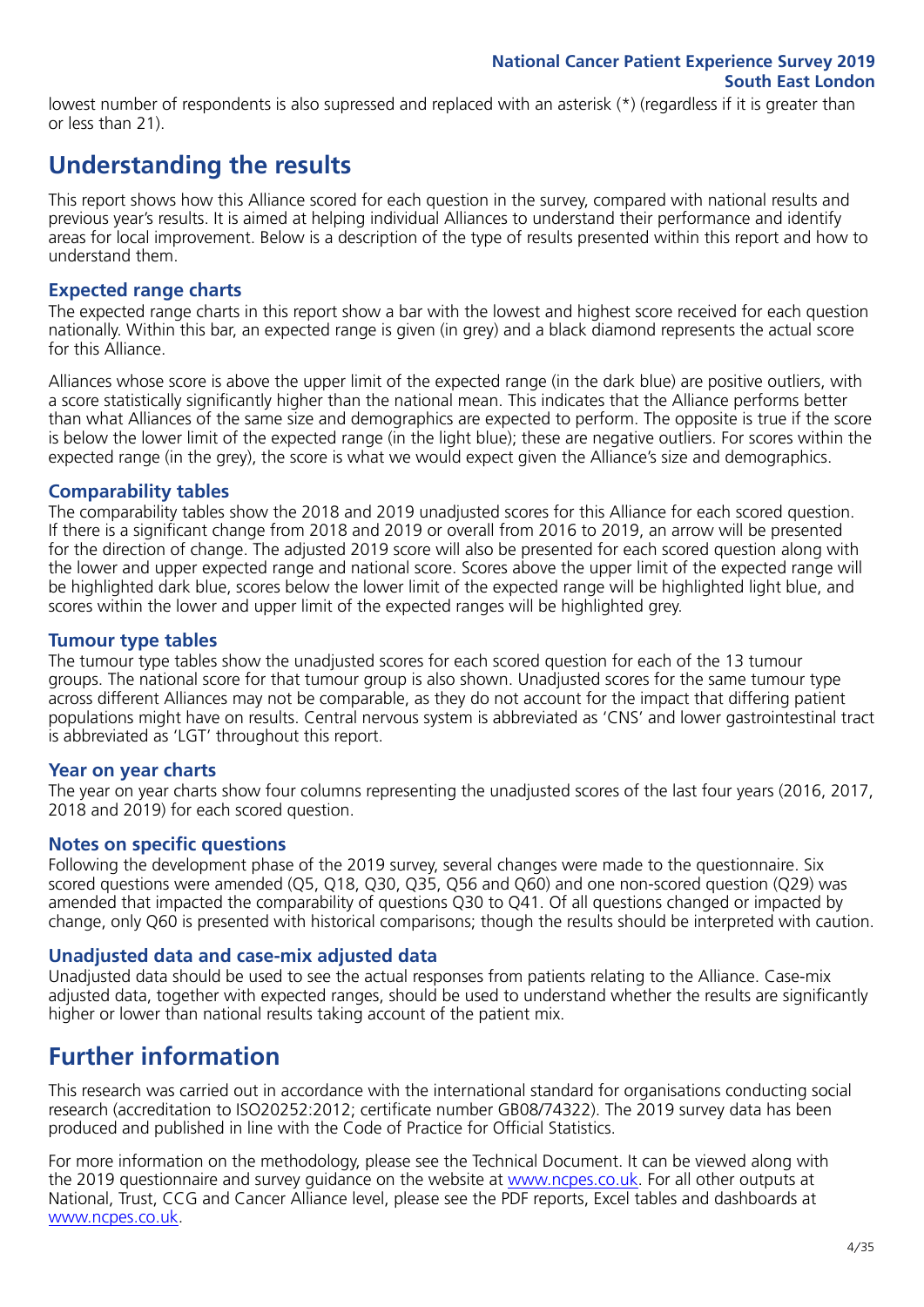lowest number of respondents is also supressed and replaced with an asterisk (*) (regardless if it is greater than or less than 21).

# Understanding the results

This report shows how this Alliance scored for each question in the survey, compared with national results and previous year's results. It is aimed at helping individual Alliances to understand their performance and identify areas for local improvement. Below is a description of the type of results presented within this report and how to understand them.

### Expected range charts

The expected range charts in this report show a bar with the lowest and highest score received for each question nationally. Within this bar, an expected range is given (in grey) and a black diamond represents the actual score for this Alliance.

Alliances whose score is above the upper limit of the expected range (in the dark blue) are positive outliers, with a score statistically significantly higher than the national mean. This indicates that the Alliance performs better than what Alliances of the same size and demographics are expected to perform. The opposite is true if the score is below the lower limit of the expected range (in the light blue); these are negative outliers. For scores within the expected range (in the grey), the score is what we would expect given the Alliance's size and demographics.

### Comparability tables

The comparability tables show the 2018 and 2019 unadjusted scores for this Alliance for each scored question. If there is a significant change from 2018 and 2019 or overall from 2016 to 2019, an arrow will be presented for the direction of change. The adjusted 2019 score will also be presented for each scored question along with the lower and upper expected range and national score. Scores above the upper limit of the expected range will be highlighted dark blue, scores below the lower limit of the expected range will be highlighted light blue, and scores within the lower and upper limit of the expected ranges will be highlighted grey.

### Tumour type tables

The tumour type tables show the unadjusted scores for each scored question for each of the 13 tumour groups. The national score for that tumour group is also shown. Unadjusted scores for the same tumour type across different Alliances may not be comparable, as they do not account for the impact that differing patient populations might have on results. Central nervous system is abbreviated as 'CNS' and lower gastrointestinal tract is abbreviated as 'LGT' throughout this report.

### Year on year charts

The year on year charts show four columns representing the unadjusted scores of the last four years (2016, 2017, 2018 and 2019) for each scored question.

### Notes on specific questions

Following the development phase of the 2019 survey, several changes were made to the questionnaire. Six scored questions were amended (Q5, Q18, Q30, Q35, Q56 and Q60) and one non-scored question (Q29) was amended that impacted the comparability of questions Q30 to Q41. Of all questions changed or impacted by change, only Q60 is presented with historical comparisons; though the results should be interpreted with caution.

### Unadjusted data and case-mix adjusted data

Unadjusted data should be used to see the actual responses from patients relating to the Alliance. Case-mix adjusted data, together with expected ranges, should be used to understand whether the results are significantly higher or lower than national results taking account of the patient mix.

# Further information

This research was carried out in accordance with the international standard for organisations conducting social research (accreditation to ISO20252:2012; certificate number GB08/74322). The 2019 survey data has been produced and published in line with the Code of Practice for Official Statistics.

For more information on the methodology, please see the Technical Document. It can be viewed along with the 2019 questionnaire and survey guidance on the website at www.ncpes.co.uk. For all other outputs at National, Trust, CCG and Cancer Alliance level, please see the PDF reports, Excel tables and dashboards at www.ncpes.co.uk.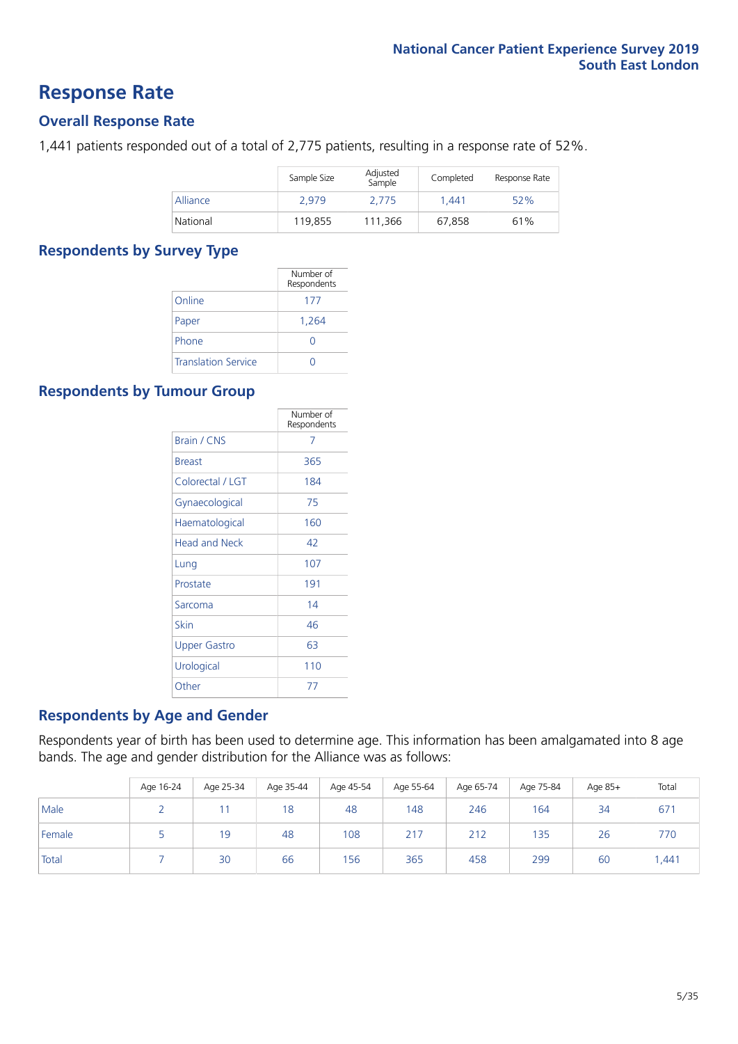# Response Rate

## Overall Response Rate

1,441 patients responded out of a total of 2,775 patients, resulting in a response rate of 52%.

| | Sample Size | Adjusted Sample | Completed | Response Rate |
|---|---|---|---|---|
| Alliance | 2,979 | 2,775 | 1,441 | 52% |
| National | 119,855 | 111,366 | 67,858 | 61% |

## Respondents by Survey Type

| | Number of Respondents |
|---|---|
| Online | 177 |
| Paper | 1,264 |
| Phone | 0 |
| Translation Service | 0 |

## Respondents by Tumour Group

| | Number of Respondents |
|---|---|
| Brain / CNS | 7 |
| Breast | 365 |
| Colorectal / LGT | 184 |
| Gynaecological | 75 |
| Haematological | 160 |
| Head and Neck | 42 |
| Lung | 107 |
| Prostate | 191 |
| Sarcoma | 14 |
| Skin | 46 |
| Upper Gastro | 63 |
| Urological | 110 |
| Other | 77 |

## Respondents by Age and Gender

Respondents year of birth has been used to determine age. This information has been amalgamated into 8 age bands. The age and gender distribution for the Alliance was as follows:

| | Age 16-24 | Age 25-34 | Age 35-44 | Age 45-54 | Age 55-64 | Age 65-74 | Age 75-84 | Age 85+ | Total |
|---|---|---|---|---|---|---|---|---|---|
| Male | 2 | 11 | 18 | 48 | 148 | 246 | 164 | 34 | 671 |
| Female | 5 | 19 | 48 | 108 | 217 | 212 | 135 | 26 | 770 |
| Total | 7 | 30 | 66 | 156 | 365 | 458 | 299 | 60 | 1,441 |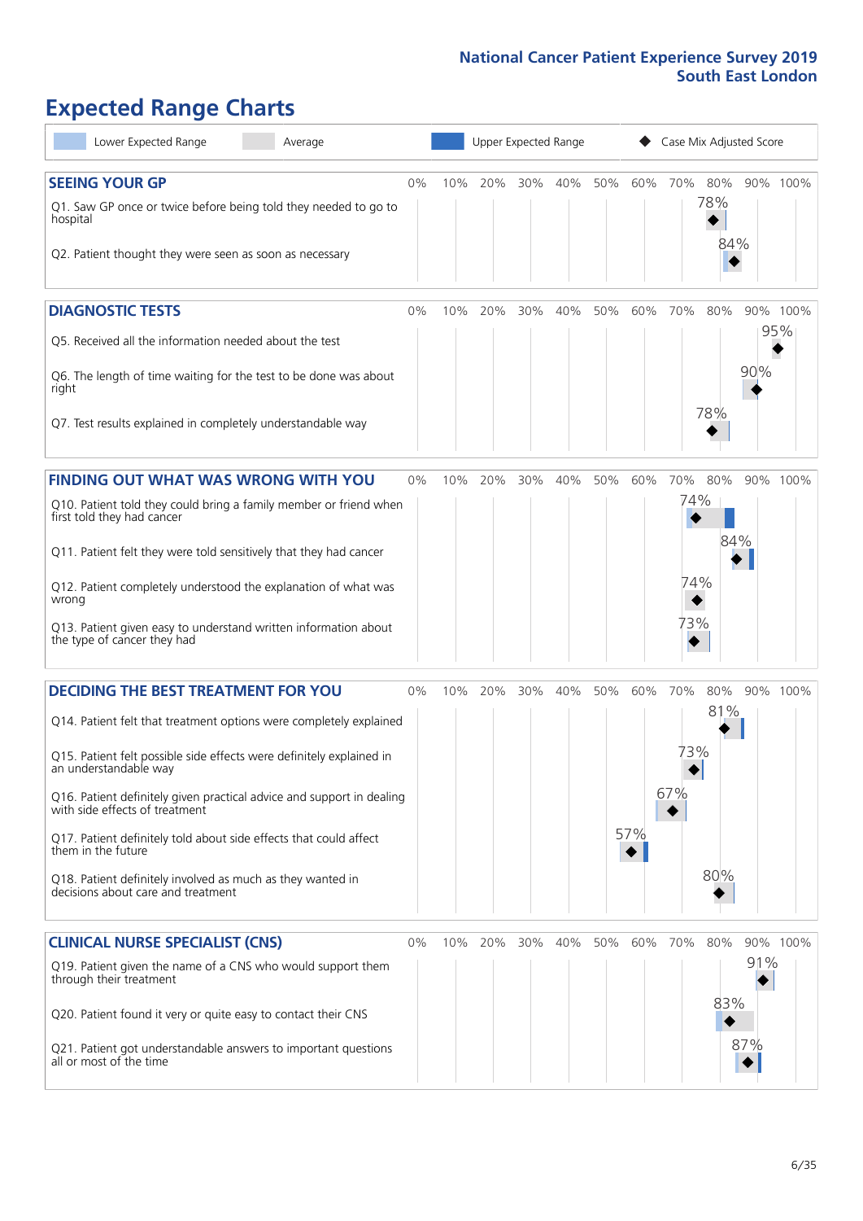# Expected Range Charts

Lower Expected Range | Average | Upper Expected Range | Case Mix Adjusted Score

## SEEING YOUR GP

| Question | Case Mix Adjusted Score |
|---|---|
| Q1. Saw GP once or twice before being told they needed to go to hospital | 78% |
| Q2. Patient thought they were seen as soon as necessary | 84% |

## DIAGNOSTIC TESTS

| Question | Case Mix Adjusted Score |
|---|---|
| Q5. Received all the information needed about the test | 95% |
| Q6. The length of time waiting for the test to be done was about right | 90% |
| Q7. Test results explained in completely understandable way | 78% |

## FINDING OUT WHAT WAS WRONG WITH YOU

| Question | Case Mix Adjusted Score |
|---|---|
| Q10. Patient told they could bring a family member or friend when first told they had cancer | 74% |
| Q11. Patient felt they were told sensitively that they had cancer | 84% |
| Q12. Patient completely understood the explanation of what was wrong | 74% |
| Q13. Patient given easy to understand written information about the type of cancer they had | 73% |

## DECIDING THE BEST TREATMENT FOR YOU

| Question | Case Mix Adjusted Score |
|---|---|
| Q14. Patient felt that treatment options were completely explained | 81% |
| Q15. Patient felt possible side effects were definitely explained in an understandable way | 73% |
| Q16. Patient definitely given practical advice and support in dealing with side effects of treatment | 67% |
| Q17. Patient definitely told about side effects that could affect them in the future | 57% |
| Q18. Patient definitely involved as much as they wanted in decisions about care and treatment | 80% |

## CLINICAL NURSE SPECIALIST (CNS)

| Question | Case Mix Adjusted Score |
|---|---|
| Q19. Patient given the name of a CNS who would support them through their treatment | 91% |
| Q20. Patient found it very or quite easy to contact their CNS | 83% |
| Q21. Patient got understandable answers to important questions all or most of the time | 87% |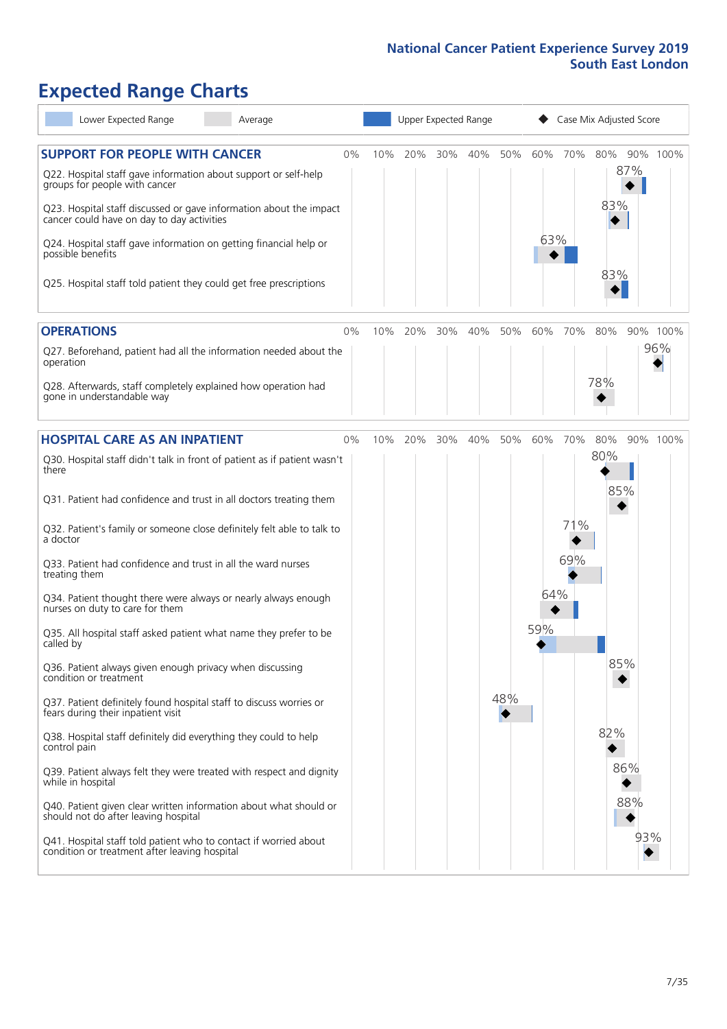# Expected Range Charts

Lower Expected Range | Average | Upper Expected Range | Case Mix Adjusted Score

## SUPPORT FOR PEOPLE WITH CANCER

| Question | Case Mix Adjusted Score |
|---|---|
| Q22. Hospital staff gave information about support or self-help groups for people with cancer | 87% |
| Q23. Hospital staff discussed or gave information about the impact cancer could have on day to day activities | 83% |
| Q24. Hospital staff gave information on getting financial help or possible benefits | 63% |
| Q25. Hospital staff told patient they could get free prescriptions | 83% |

## OPERATIONS

| Question | Case Mix Adjusted Score |
|---|---|
| Q27. Beforehand, patient had all the information needed about the operation | 96% |
| Q28. Afterwards, staff completely explained how operation had gone in understandable way | 78% |

## HOSPITAL CARE AS AN INPATIENT

| Question | Case Mix Adjusted Score |
|---|---|
| Q30. Hospital staff didn't talk in front of patient as if patient wasn't there | 80% |
| Q31. Patient had confidence and trust in all doctors treating them | 85% |
| Q32. Patient's family or someone close definitely felt able to talk to a doctor | 71% |
| Q33. Patient had confidence and trust in all the ward nurses treating them | 69% |
| Q34. Patient thought there were always or nearly always enough nurses on duty to care for them | 64% |
| Q35. All hospital staff asked patient what name they prefer to be called by | 59% |
| Q36. Patient always given enough privacy when discussing condition or treatment | 85% |
| Q37. Patient definitely found hospital staff to discuss worries or fears during their inpatient visit | 48% |
| Q38. Hospital staff definitely did everything they could to help control pain | 82% |
| Q39. Patient always felt they were treated with respect and dignity while in hospital | 86% |
| Q40. Patient given clear written information about what should or should not do after leaving hospital | 88% |
| Q41. Hospital staff told patient who to contact if worried about condition or treatment after leaving hospital | 93% |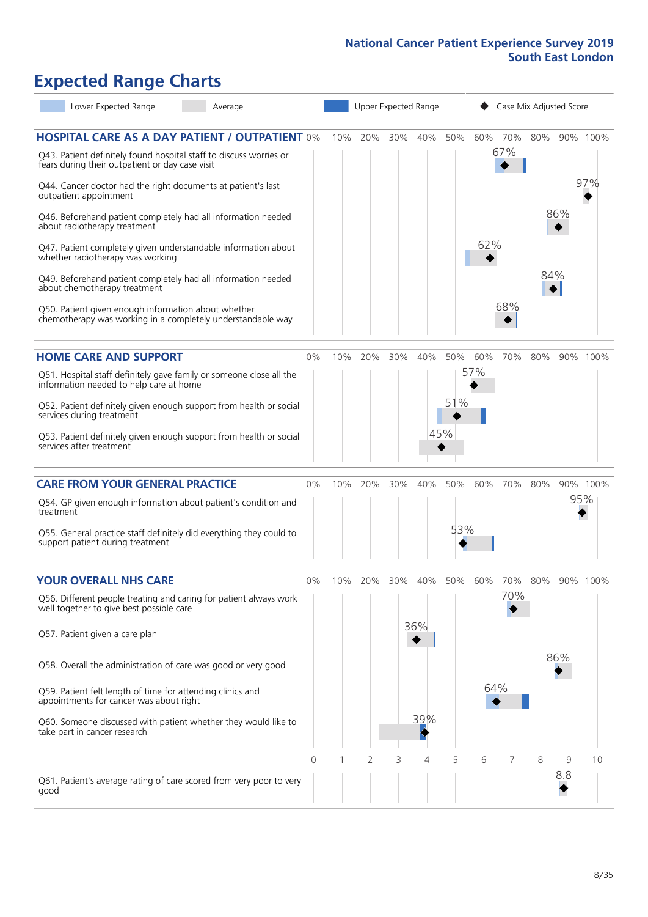# Expected Range Charts

Lower Expected Range | Average | Upper Expected Range | ◆ Case Mix Adjusted Score

## HOSPITAL CARE AS A DAY PATIENT / OUTPATIENT

| Question | Case Mix Adjusted Score |
| --- | --- |
| Q43. Patient definitely found hospital staff to discuss worries or fears during their outpatient or day case visit | 67% |
| Q44. Cancer doctor had the right documents at patient's last outpatient appointment | 97% |
| Q46. Beforehand patient completely had all information needed about radiotherapy treatment | 86% |
| Q47. Patient completely given understandable information about whether radiotherapy was working | 62% |
| Q49. Beforehand patient completely had all information needed about chemotherapy treatment | 84% |
| Q50. Patient given enough information about whether chemotherapy was working in a completely understandable way | 68% |

## HOME CARE AND SUPPORT

| Question | Case Mix Adjusted Score |
| --- | --- |
| Q51. Hospital staff definitely gave family or someone close all the information needed to help care at home | 57% |
| Q52. Patient definitely given enough support from health or social services during treatment | 51% |
| Q53. Patient definitely given enough support from health or social services after treatment | 45% |

## CARE FROM YOUR GENERAL PRACTICE

| Question | Case Mix Adjusted Score |
| --- | --- |
| Q54. GP given enough information about patient's condition and treatment | 95% |
| Q55. General practice staff definitely did everything they could to support patient during treatment | 53% |

## YOUR OVERALL NHS CARE

| Question | Case Mix Adjusted Score |
| --- | --- |
| Q56. Different people treating and caring for patient always work well together to give best possible care | 70% |
| Q57. Patient given a care plan | 36% |
| Q58. Overall the administration of care was good or very good | 86% |
| Q59. Patient felt length of time for attending clinics and appointments for cancer was about right | 64% |
| Q60. Someone discussed with patient whether they would like to take part in cancer research | 39% |
| Q61. Patient's average rating of care scored from very poor to very good | 8.8 |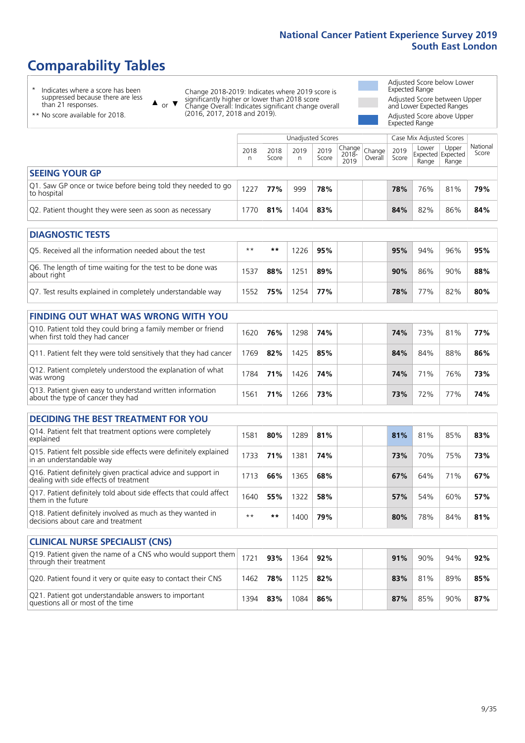# Comparability Tables

\* Indicates where a score has been suppressed because there are less than 21 responses.

\*\* No score available for 2018.

▲ or ▼ Change 2018-2019: Indicates where 2019 score is significantly higher or lower than 2018 score. Change Overall: Indicates significant change overall (2016, 2017, 2018 and 2019).

Adjusted Score below Lower Expected Range

Adjusted Score between Upper and Lower Expected Ranges

Adjusted Score above Upper Expected Range

| | Unadjusted Scores | | | | | | Case Mix Adjusted Scores | | | |
|---|---|---|---|---|---|---|---|---|---|---|
| | 2018 n | 2018 Score | 2019 n | 2019 Score | Change 2018-2019 | Change Overall | 2019 Score | Lower Expected Range | Upper Expected Range | National Score |
| **SEEING YOUR GP** | | | | | | | | | | |
| Q1. Saw GP once or twice before being told they needed to go to hospital | 1227 | **77%** | 999 | **78%** | | | **78%** | 76% | 81% | **79%** |
| Q2. Patient thought they were seen as soon as necessary | 1770 | **81%** | 1404 | **83%** | | | **84%** | 82% | 86% | **84%** |
| **DIAGNOSTIC TESTS** | | | | | | | | | | |
| Q5. Received all the information needed about the test | ** | ** | 1226 | **95%** | | | **95%** | 94% | 96% | **95%** |
| Q6. The length of time waiting for the test to be done was about right | 1537 | **88%** | 1251 | **89%** | | | **90%** | 86% | 90% | **88%** |
| Q7. Test results explained in completely understandable way | 1552 | **75%** | 1254 | **77%** | | | **78%** | 77% | 82% | **80%** |
| **FINDING OUT WHAT WAS WRONG WITH YOU** | | | | | | | | | | |
| Q10. Patient told they could bring a family member or friend when first told they had cancer | 1620 | **76%** | 1298 | **74%** | | | **74%** | 73% | 81% | **77%** |
| Q11. Patient felt they were told sensitively that they had cancer | 1769 | **82%** | 1425 | **85%** | | | **84%** | 84% | 88% | **86%** |
| Q12. Patient completely understood the explanation of what was wrong | 1784 | **71%** | 1426 | **74%** | | | **74%** | 71% | 76% | **73%** |
| Q13. Patient given easy to understand written information about the type of cancer they had | 1561 | **71%** | 1266 | **73%** | | | **73%** | 72% | 77% | **74%** |
| **DECIDING THE BEST TREATMENT FOR YOU** | | | | | | | | | | |
| Q14. Patient felt that treatment options were completely explained | 1581 | **80%** | 1289 | **81%** | | | **81%** | 81% | 85% | **83%** |
| Q15. Patient felt possible side effects were definitely explained in an understandable way | 1733 | **71%** | 1381 | **74%** | | | **73%** | 70% | 75% | **73%** |
| Q16. Patient definitely given practical advice and support in dealing with side effects of treatment | 1713 | **66%** | 1365 | **68%** | | | **67%** | 64% | 71% | **67%** |
| Q17. Patient definitely told about side effects that could affect them in the future | 1640 | **55%** | 1322 | **58%** | | | **57%** | 54% | 60% | **57%** |
| Q18. Patient definitely involved as much as they wanted in decisions about care and treatment | ** | ** | 1400 | **79%** | | | **80%** | 78% | 84% | **81%** |
| **CLINICAL NURSE SPECIALIST (CNS)** | | | | | | | | | | |
| Q19. Patient given the name of a CNS who would support them through their treatment | 1721 | **93%** | 1364 | **92%** | | | **91%** | 90% | 94% | **92%** |
| Q20. Patient found it very or quite easy to contact their CNS | 1462 | **78%** | 1125 | **82%** | | | **83%** | 81% | 89% | **85%** |
| Q21. Patient got understandable answers to important questions all or most of the time | 1394 | **83%** | 1084 | **86%** | | | **87%** | 85% | 90% | **87%** |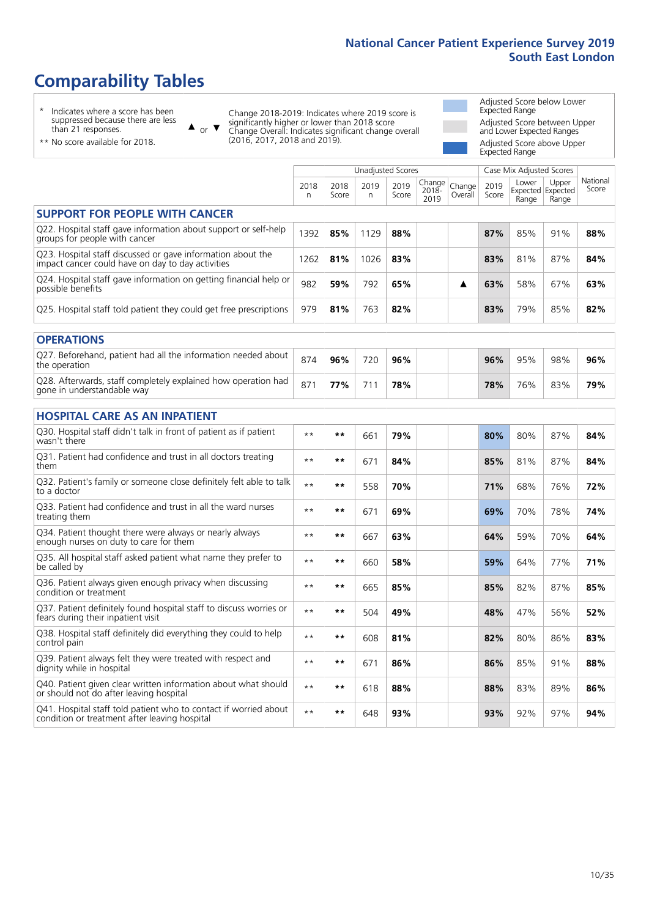# Comparability Tables

\* Indicates where a score has been suppressed because there are less than 21 responses.

\*\* No score available for 2018.

▲ or ▼ Change 2018-2019: Indicates where 2019 score is significantly higher or lower than 2018 score. Change Overall: Indicates significant change overall (2016, 2017, 2018 and 2019).

Adjusted Score below Lower Expected Range

Adjusted Score between Upper and Lower Expected Ranges

Adjusted Score above Upper Expected Range

| | Unadjusted Scores | | | | | | Case Mix Adjusted Scores | | | |
|---|---|---|---|---|---|---|---|---|---|---|
| | 2018 n | 2018 Score | 2019 n | 2019 Score | Change 2018-2019 | Change Overall | 2019 Score | Lower Expected Range | Upper Expected Range | National Score |
| **SUPPORT FOR PEOPLE WITH CANCER** | | | | | | | | | | |
| Q22. Hospital staff gave information about support or self-help groups for people with cancer | 1392 | **85%** | 1129 | **88%** | | | **87%** | 85% | 91% | **88%** |
| Q23. Hospital staff discussed or gave information about the impact cancer could have on day to day activities | 1262 | **81%** | 1026 | **83%** | | | **83%** | 81% | 87% | **84%** |
| Q24. Hospital staff gave information on getting financial help or possible benefits | 982 | **59%** | 792 | **65%** | | ▲ | **63%** | 58% | 67% | **63%** |
| Q25. Hospital staff told patient they could get free prescriptions | 979 | **81%** | 763 | **82%** | | | **83%** | 79% | 85% | **82%** |
| **OPERATIONS** | | | | | | | | | | |
| Q27. Beforehand, patient had all the information needed about the operation | 874 | **96%** | 720 | **96%** | | | **96%** | 95% | 98% | **96%** |
| Q28. Afterwards, staff completely explained how operation had gone in understandable way | 871 | **77%** | 711 | **78%** | | | **78%** | 76% | 83% | **79%** |
| **HOSPITAL CARE AS AN INPATIENT** | | | | | | | | | | |
| Q30. Hospital staff didn't talk in front of patient as if patient wasn't there | ** | ** | 661 | **79%** | | | **80%** | 80% | 87% | **84%** |
| Q31. Patient had confidence and trust in all doctors treating them | ** | ** | 671 | **84%** | | | **85%** | 81% | 87% | **84%** |
| Q32. Patient's family or someone close definitely felt able to talk to a doctor | ** | ** | 558 | **70%** | | | **71%** | 68% | 76% | **72%** |
| Q33. Patient had confidence and trust in all the ward nurses treating them | ** | ** | 671 | **69%** | | | **69%** | 70% | 78% | **74%** |
| Q34. Patient thought there were always or nearly always enough nurses on duty to care for them | ** | ** | 667 | **63%** | | | **64%** | 59% | 70% | **64%** |
| Q35. All hospital staff asked patient what name they prefer to be called by | ** | ** | 660 | **58%** | | | **59%** | 64% | 77% | **71%** |
| Q36. Patient always given enough privacy when discussing condition or treatment | ** | ** | 665 | **85%** | | | **85%** | 82% | 87% | **85%** |
| Q37. Patient definitely found hospital staff to discuss worries or fears during their inpatient visit | ** | ** | 504 | **49%** | | | **48%** | 47% | 56% | **52%** |
| Q38. Hospital staff definitely did everything they could to help control pain | ** | ** | 608 | **81%** | | | **82%** | 80% | 86% | **83%** |
| Q39. Patient always felt they were treated with respect and dignity while in hospital | ** | ** | 671 | **86%** | | | **86%** | 85% | 91% | **88%** |
| Q40. Patient given clear written information about what should or should not do after leaving hospital | ** | ** | 618 | **88%** | | | **88%** | 83% | 89% | **86%** |
| Q41. Hospital staff told patient who to contact if worried about condition or treatment after leaving hospital | ** | ** | 648 | **93%** | | | **93%** | 92% | 97% | **94%** |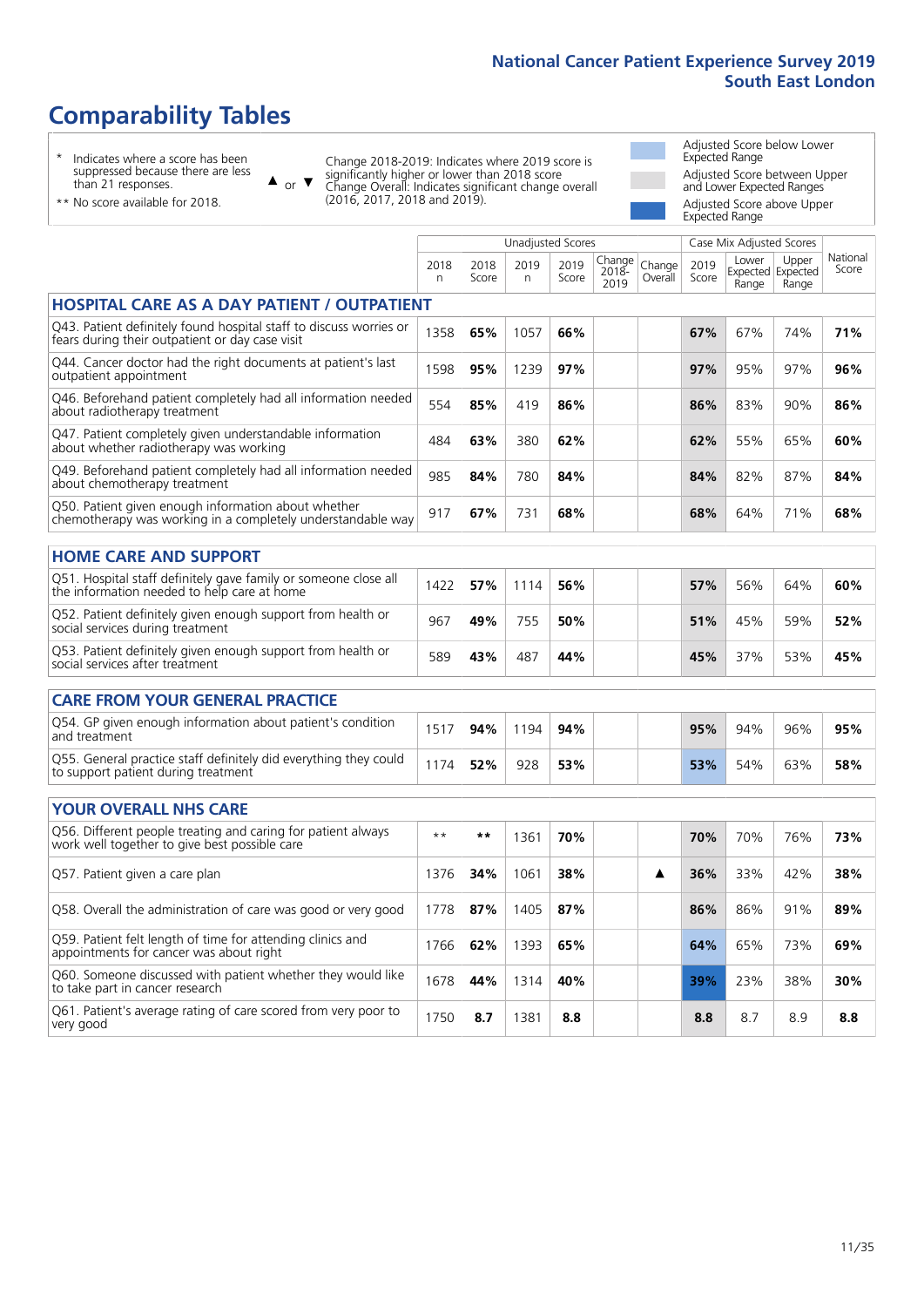# Comparability Tables

- \* Indicates where a score has been suppressed because there are less than 21 responses.
- \*\* No score available for 2018.

▲ or ▼ Change 2018-2019: Indicates where 2019 score is significantly higher or lower than 2018 score. Change Overall: Indicates significant change overall (2016, 2017, 2018 and 2019).

- Adjusted Score below Lower Expected Range
- Adjusted Score between Upper and Lower Expected Ranges
- Adjusted Score above Upper Expected Range

| | Unadjusted Scores | | | | | | Case Mix Adjusted Scores | | | |
|---|---|---|---|---|---|---|---|---|---|---|
| | 2018 n | 2018 Score | 2019 n | 2019 Score | Change 2018-2019 | Change Overall | 2019 Score | Lower Expected Range | Upper Expected Range | National Score |
| **HOSPITAL CARE AS A DAY PATIENT / OUTPATIENT** | | | | | | | | | | |
| Q43. Patient definitely found hospital staff to discuss worries or fears during their outpatient or day case visit | 1358 | 65% | 1057 | 66% | | | 67% | 67% | 74% | 71% |
| Q44. Cancer doctor had the right documents at patient's last outpatient appointment | 1598 | 95% | 1239 | 97% | | | 97% | 95% | 97% | 96% |
| Q46. Beforehand patient completely had all information needed about radiotherapy treatment | 554 | 85% | 419 | 86% | | | 86% | 83% | 90% | 86% |
| Q47. Patient completely given understandable information about whether radiotherapy was working | 484 | 63% | 380 | 62% | | | 62% | 55% | 65% | 60% |
| Q49. Beforehand patient completely had all information needed about chemotherapy treatment | 985 | 84% | 780 | 84% | | | 84% | 82% | 87% | 84% |
| Q50. Patient given enough information about whether chemotherapy was working in a completely understandable way | 917 | 67% | 731 | 68% | | | 68% | 64% | 71% | 68% |
| **HOME CARE AND SUPPORT** | | | | | | | | | | |
| Q51. Hospital staff definitely gave family or someone close all the information needed to help care at home | 1422 | 57% | 1114 | 56% | | | 57% | 56% | 64% | 60% |
| Q52. Patient definitely given enough support from health or social services during treatment | 967 | 49% | 755 | 50% | | | 51% | 45% | 59% | 52% |
| Q53. Patient definitely given enough support from health or social services after treatment | 589 | 43% | 487 | 44% | | | 45% | 37% | 53% | 45% |
| **CARE FROM YOUR GENERAL PRACTICE** | | | | | | | | | | |
| Q54. GP given enough information about patient's condition and treatment | 1517 | 94% | 1194 | 94% | | | 95% | 94% | 96% | 95% |
| Q55. General practice staff definitely did everything they could to support patient during treatment | 1174 | 52% | 928 | 53% | | | 53% | 54% | 63% | 58% |
| **YOUR OVERALL NHS CARE** | | | | | | | | | | |
| Q56. Different people treating and caring for patient always work well together to give best possible care | \*\* | \*\* | 1361 | 70% | | | 70% | 70% | 76% | 73% |
| Q57. Patient given a care plan | 1376 | 34% | 1061 | 38% | | ▲ | 36% | 33% | 42% | 38% |
| Q58. Overall the administration of care was good or very good | 1778 | 87% | 1405 | 87% | | | 86% | 86% | 91% | 89% |
| Q59. Patient felt length of time for attending clinics and appointments for cancer was about right | 1766 | 62% | 1393 | 65% | | | 64% | 65% | 73% | 69% |
| Q60. Someone discussed with patient whether they would like to take part in cancer research | 1678 | 44% | 1314 | 40% | | | 39% | 23% | 38% | 30% |
| Q61. Patient's average rating of care scored from very poor to very good | 1750 | 8.7 | 1381 | 8.8 | | | 8.8 | 8.7 | 8.9 | 8.8 |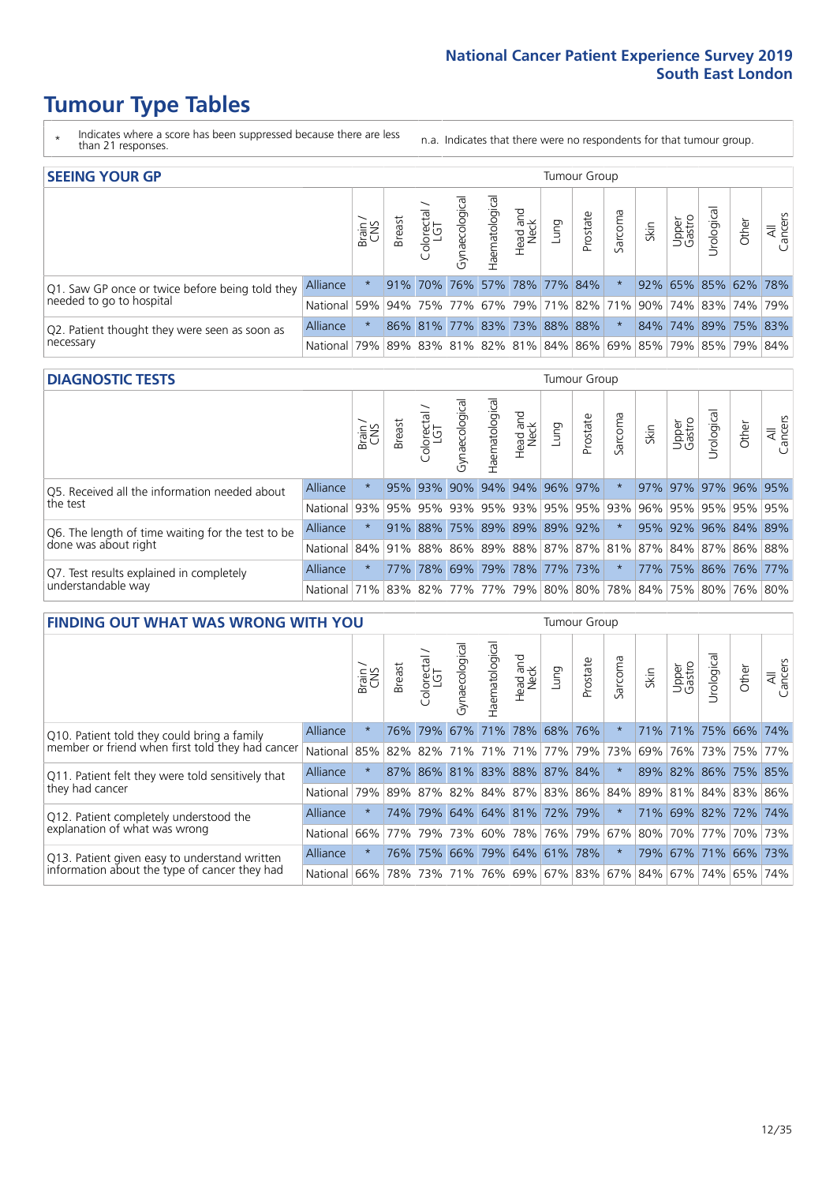# Tumour Type Tables

\* Indicates where a score has been suppressed because there are less than 21 responses.

n.a. Indicates that there were no respondents for that tumour group.

## SEEING YOUR GP

| | | Brain / CNS | Breast | Colorectal / LGT | Gynaecological | Haematological | Head and Neck | Lung | Prostate | Sarcoma | Skin | Upper Gastro | Urological | Other | All Cancers |
|---|---|---|---|---|---|---|---|---|---|---|---|---|---|---|---|
| Q1. Saw GP once or twice before being told they needed to go to hospital | Alliance | * | 91% | 70% | 76% | 57% | 78% | 77% | 84% | * | 92% | 65% | 85% | 62% | 78% |
| | National | 59% | 94% | 75% | 77% | 67% | 79% | 71% | 82% | 71% | 90% | 74% | 83% | 74% | 79% |
| Q2. Patient thought they were seen as soon as necessary | Alliance | * | 86% | 81% | 77% | 83% | 73% | 88% | 88% | * | 84% | 74% | 89% | 75% | 83% |
| | National | 79% | 89% | 83% | 81% | 82% | 81% | 84% | 86% | 69% | 85% | 79% | 85% | 79% | 84% |

## DIAGNOSTIC TESTS

| | | Brain / CNS | Breast | Colorectal / LGT | Gynaecological | Haematological | Head and Neck | Lung | Prostate | Sarcoma | Skin | Upper Gastro | Urological | Other | All Cancers |
|---|---|---|---|---|---|---|---|---|---|---|---|---|---|---|---|
| Q5. Received all the information needed about the test | Alliance | * | 95% | 93% | 90% | 94% | 94% | 96% | 97% | * | 97% | 97% | 97% | 96% | 95% |
| | National | 93% | 95% | 95% | 93% | 95% | 93% | 95% | 95% | 93% | 96% | 95% | 95% | 95% | 95% |
| Q6. The length of time waiting for the test to be done was about right | Alliance | * | 91% | 88% | 75% | 89% | 89% | 89% | 92% | * | 95% | 92% | 96% | 84% | 89% |
| | National | 84% | 91% | 88% | 86% | 89% | 88% | 87% | 87% | 81% | 87% | 84% | 87% | 86% | 88% |
| Q7. Test results explained in completely understandable way | Alliance | * | 77% | 78% | 69% | 79% | 78% | 77% | 73% | * | 77% | 75% | 86% | 76% | 77% |
| | National | 71% | 83% | 82% | 77% | 77% | 79% | 80% | 80% | 78% | 84% | 75% | 80% | 76% | 80% |

## FINDING OUT WHAT WAS WRONG WITH YOU

| | | Brain / CNS | Breast | Colorectal / LGT | Gynaecological | Haematological | Head and Neck | Lung | Prostate | Sarcoma | Skin | Upper Gastro | Urological | Other | All Cancers |
|---|---|---|---|---|---|---|---|---|---|---|---|---|---|---|---|
| Q10. Patient told they could bring a family member or friend when first told they had cancer | Alliance | * | 76% | 79% | 67% | 71% | 78% | 68% | 76% | * | 71% | 71% | 75% | 66% | 74% |
| | National | 85% | 82% | 82% | 71% | 71% | 71% | 77% | 79% | 73% | 69% | 76% | 73% | 75% | 77% |
| Q11. Patient felt they were told sensitively that they had cancer | Alliance | * | 87% | 86% | 81% | 83% | 88% | 87% | 84% | * | 89% | 82% | 86% | 75% | 85% |
| | National | 79% | 89% | 87% | 82% | 84% | 87% | 83% | 86% | 84% | 89% | 81% | 84% | 83% | 86% |
| Q12. Patient completely understood the explanation of what was wrong | Alliance | * | 74% | 79% | 64% | 64% | 81% | 72% | 79% | * | 71% | 69% | 82% | 72% | 74% |
| | National | 66% | 77% | 79% | 73% | 60% | 78% | 76% | 79% | 67% | 80% | 70% | 77% | 70% | 73% |
| Q13. Patient given easy to understand written information about the type of cancer they had | Alliance | * | 76% | 75% | 66% | 79% | 64% | 61% | 78% | * | 79% | 67% | 71% | 66% | 73% |
| | National | 66% | 78% | 73% | 71% | 76% | 69% | 67% | 83% | 67% | 84% | 67% | 74% | 65% | 74% |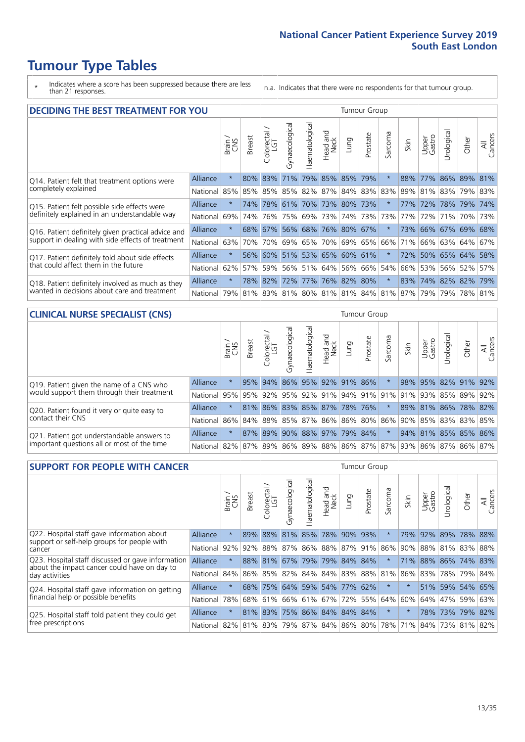# Tumour Type Tables

\* Indicates where a score has been suppressed because there are less than 21 responses.

n.a. Indicates that there were no respondents for that tumour group.

## DECIDING THE BEST TREATMENT FOR YOU

| | | Brain / CNS | Breast | Colorectal / LGT | Gynaecological | Haematological | Head and Neck | Lung | Prostate | Sarcoma | Skin | Upper Gastro | Urological | Other | All Cancers |
|---|---|---|---|---|---|---|---|---|---|---|---|---|---|---|---|
| Q14. Patient felt that treatment options were completely explained | Alliance | * | 80% | 83% | 71% | 79% | 85% | 85% | 79% | * | 88% | 77% | 86% | 89% | 81% |
| | National | 85% | 85% | 85% | 85% | 82% | 87% | 84% | 83% | 83% | 89% | 81% | 83% | 79% | 83% |
| Q15. Patient felt possible side effects were definitely explained in an understandable way | Alliance | * | 74% | 78% | 61% | 70% | 73% | 80% | 73% | * | 77% | 72% | 78% | 79% | 74% |
| | National | 69% | 74% | 76% | 75% | 69% | 73% | 74% | 73% | 73% | 77% | 72% | 71% | 70% | 73% |
| Q16. Patient definitely given practical advice and support in dealing with side effects of treatment | Alliance | * | 68% | 67% | 56% | 68% | 76% | 80% | 67% | * | 73% | 66% | 67% | 69% | 68% |
| | National | 63% | 70% | 70% | 69% | 65% | 70% | 69% | 65% | 66% | 71% | 66% | 63% | 64% | 67% |
| Q17. Patient definitely told about side effects that could affect them in the future | Alliance | * | 56% | 60% | 51% | 53% | 65% | 60% | 61% | * | 72% | 50% | 65% | 64% | 58% |
| | National | 62% | 57% | 59% | 56% | 51% | 64% | 56% | 66% | 54% | 66% | 53% | 56% | 52% | 57% |
| Q18. Patient definitely involved as much as they wanted in decisions about care and treatment | Alliance | * | 78% | 82% | 72% | 77% | 76% | 82% | 80% | * | 83% | 74% | 82% | 82% | 79% |
| | National | 79% | 81% | 83% | 81% | 80% | 81% | 81% | 84% | 81% | 87% | 79% | 79% | 78% | 81% |

## CLINICAL NURSE SPECIALIST (CNS)

| | | Brain / CNS | Breast | Colorectal / LGT | Gynaecological | Haematological | Head and Neck | Lung | Prostate | Sarcoma | Skin | Upper Gastro | Urological | Other | All Cancers |
|---|---|---|---|---|---|---|---|---|---|---|---|---|---|---|---|
| Q19. Patient given the name of a CNS who would support them through their treatment | Alliance | * | 95% | 94% | 86% | 95% | 92% | 91% | 86% | * | 98% | 95% | 82% | 91% | 92% |
| | National | 95% | 95% | 92% | 95% | 92% | 91% | 94% | 91% | 91% | 91% | 93% | 85% | 89% | 92% |
| Q20. Patient found it very or quite easy to contact their CNS | Alliance | * | 81% | 86% | 83% | 85% | 87% | 78% | 76% | * | 89% | 81% | 86% | 78% | 82% |
| | National | 86% | 84% | 88% | 85% | 87% | 86% | 86% | 80% | 86% | 90% | 85% | 83% | 83% | 85% |
| Q21. Patient got understandable answers to important questions all or most of the time | Alliance | * | 87% | 89% | 90% | 88% | 97% | 79% | 84% | * | 94% | 81% | 85% | 85% | 86% |
| | National | 82% | 87% | 89% | 86% | 89% | 88% | 86% | 87% | 87% | 93% | 86% | 87% | 86% | 87% |

## SUPPORT FOR PEOPLE WITH CANCER

| | | Brain / CNS | Breast | Colorectal / LGT | Gynaecological | Haematological | Head and Neck | Lung | Prostate | Sarcoma | Skin | Upper Gastro | Urological | Other | All Cancers |
|---|---|---|---|---|---|---|---|---|---|---|---|---|---|---|---|
| Q22. Hospital staff gave information about support or self-help groups for people with cancer | Alliance | * | 89% | 88% | 81% | 85% | 78% | 90% | 93% | * | 79% | 92% | 89% | 78% | 88% |
| | National | 92% | 92% | 88% | 87% | 86% | 88% | 87% | 91% | 86% | 90% | 88% | 81% | 83% | 88% |
| Q23. Hospital staff discussed or gave information about the impact cancer could have on day to day activities | Alliance | * | 88% | 81% | 67% | 79% | 79% | 84% | 84% | * | 71% | 88% | 86% | 74% | 83% |
| | National | 84% | 86% | 85% | 82% | 84% | 84% | 83% | 88% | 81% | 86% | 83% | 78% | 79% | 84% |
| Q24. Hospital staff gave information on getting financial help or possible benefits | Alliance | * | 68% | 75% | 64% | 59% | 54% | 77% | 62% | * | * | 51% | 59% | 54% | 65% |
| | National | 78% | 68% | 61% | 66% | 61% | 67% | 72% | 55% | 64% | 60% | 64% | 47% | 59% | 63% |
| Q25. Hospital staff told patient they could get free prescriptions | Alliance | * | 81% | 83% | 75% | 86% | 84% | 84% | 84% | * | * | 78% | 73% | 79% | 82% |
| | National | 82% | 81% | 83% | 79% | 87% | 84% | 86% | 80% | 78% | 71% | 84% | 73% | 81% | 82% |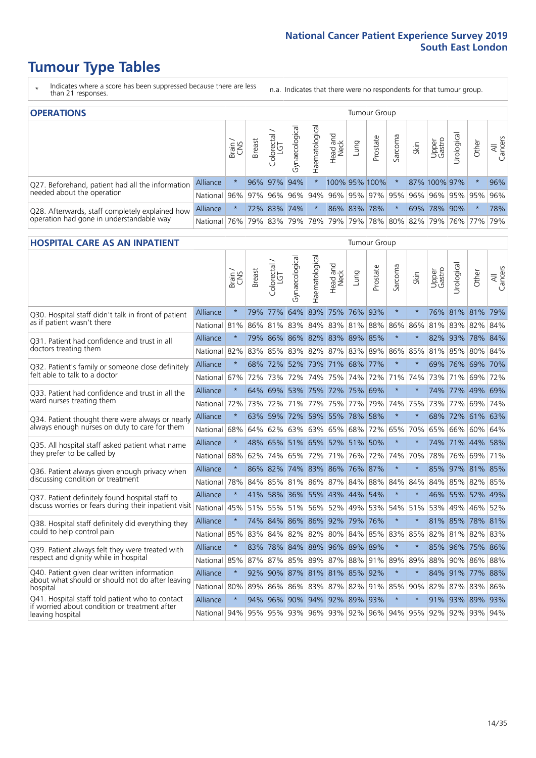# Tumour Type Tables

\* Indicates where a score has been suppressed because there are less than 21 responses.

n.a. Indicates that there were no respondents for that tumour group.

## OPERATIONS

| | | Brain / CNS | Breast | Colorectal / LGT | Gynaecological | Haematological | Head and Neck | Lung | Prostate | Sarcoma | Skin | Upper Gastro | Urological | Other | All Cancers |
|---|---|---|---|---|---|---|---|---|---|---|---|---|---|---|---|
| Q27. Beforehand, patient had all the information needed about the operation | Alliance | * | 96% | 97% | 94% | * | 100% | 95% | 100% | * | 87% | 100% | 97% | * | 96% |
| | National | 96% | 97% | 96% | 96% | 94% | 96% | 95% | 97% | 95% | 96% | 96% | 95% | 95% | 96% |
| Q28. Afterwards, staff completely explained how operation had gone in understandable way | Alliance | * | 72% | 83% | 74% | * | 86% | 83% | 78% | * | 69% | 78% | 90% | * | 78% |
| | National | 76% | 79% | 83% | 79% | 78% | 79% | 79% | 78% | 80% | 82% | 79% | 76% | 77% | 79% |

## HOSPITAL CARE AS AN INPATIENT

| | | Brain / CNS | Breast | Colorectal / LGT | Gynaecological | Haematological | Head and Neck | Lung | Prostate | Sarcoma | Skin | Upper Gastro | Urological | Other | All Cancers |
|---|---|---|---|---|---|---|---|---|---|---|---|---|---|---|---|
| Q30. Hospital staff didn't talk in front of patient as if patient wasn't there | Alliance | * | 79% | 77% | 64% | 83% | 75% | 76% | 93% | * | * | 76% | 81% | 81% | 79% |
| | National | 81% | 86% | 81% | 83% | 84% | 83% | 81% | 88% | 86% | 86% | 81% | 83% | 82% | 84% |
| Q31. Patient had confidence and trust in all doctors treating them | Alliance | * | 79% | 86% | 86% | 82% | 83% | 89% | 85% | * | * | 82% | 93% | 78% | 84% |
| | National | 82% | 83% | 85% | 83% | 82% | 87% | 83% | 89% | 86% | 85% | 81% | 85% | 80% | 84% |
| Q32. Patient's family or someone close definitely felt able to talk to a doctor | Alliance | * | 68% | 72% | 52% | 73% | 71% | 68% | 77% | * | * | 69% | 76% | 69% | 70% |
| | National | 67% | 72% | 73% | 72% | 74% | 75% | 74% | 72% | 71% | 74% | 73% | 71% | 69% | 72% |
| Q33. Patient had confidence and trust in all the ward nurses treating them | Alliance | * | 64% | 69% | 53% | 75% | 72% | 75% | 69% | * | * | 74% | 77% | 49% | 69% |
| | National | 72% | 73% | 72% | 71% | 77% | 75% | 77% | 79% | 74% | 75% | 73% | 77% | 69% | 74% |
| Q34. Patient thought there were always or nearly always enough nurses on duty to care for them | Alliance | * | 63% | 59% | 72% | 59% | 55% | 78% | 58% | * | * | 68% | 72% | 61% | 63% |
| | National | 68% | 64% | 62% | 63% | 63% | 65% | 68% | 72% | 65% | 70% | 65% | 66% | 60% | 64% |
| Q35. All hospital staff asked patient what name they prefer to be called by | Alliance | * | 48% | 65% | 51% | 65% | 52% | 51% | 50% | * | * | 74% | 71% | 44% | 58% |
| | National | 68% | 62% | 74% | 65% | 72% | 71% | 76% | 72% | 74% | 70% | 78% | 76% | 69% | 71% |
| Q36. Patient always given enough privacy when discussing condition or treatment | Alliance | * | 86% | 82% | 74% | 83% | 86% | 76% | 87% | * | * | 85% | 97% | 81% | 85% |
| | National | 78% | 84% | 85% | 81% | 86% | 87% | 84% | 88% | 84% | 84% | 84% | 85% | 82% | 85% |
| Q37. Patient definitely found hospital staff to discuss worries or fears during their inpatient visit | Alliance | * | 41% | 58% | 36% | 55% | 43% | 44% | 54% | * | * | 46% | 55% | 52% | 49% |
| | National | 45% | 51% | 55% | 51% | 56% | 52% | 49% | 53% | 54% | 51% | 53% | 49% | 46% | 52% |
| Q38. Hospital staff definitely did everything they could to help control pain | Alliance | * | 74% | 84% | 86% | 86% | 92% | 79% | 76% | * | * | 81% | 85% | 78% | 81% |
| | National | 85% | 83% | 84% | 82% | 82% | 80% | 84% | 85% | 83% | 85% | 82% | 81% | 82% | 83% |
| Q39. Patient always felt they were treated with respect and dignity while in hospital | Alliance | * | 83% | 78% | 84% | 88% | 96% | 89% | 89% | * | * | 85% | 96% | 75% | 86% |
| | National | 85% | 87% | 87% | 85% | 89% | 87% | 88% | 91% | 89% | 89% | 88% | 90% | 86% | 88% |
| Q40. Patient given clear written information about what should or should not do after leaving hospital | Alliance | * | 92% | 90% | 87% | 81% | 81% | 85% | 92% | * | * | 84% | 91% | 77% | 88% |
| | National | 80% | 89% | 86% | 86% | 83% | 87% | 82% | 91% | 85% | 90% | 82% | 87% | 83% | 86% |
| Q41. Hospital staff told patient who to contact if worried about condition or treatment after leaving hospital | Alliance | * | 94% | 96% | 90% | 94% | 92% | 89% | 93% | * | * | 91% | 93% | 89% | 93% |
| | National | 94% | 95% | 95% | 93% | 96% | 93% | 92% | 96% | 94% | 95% | 92% | 92% | 93% | 94% |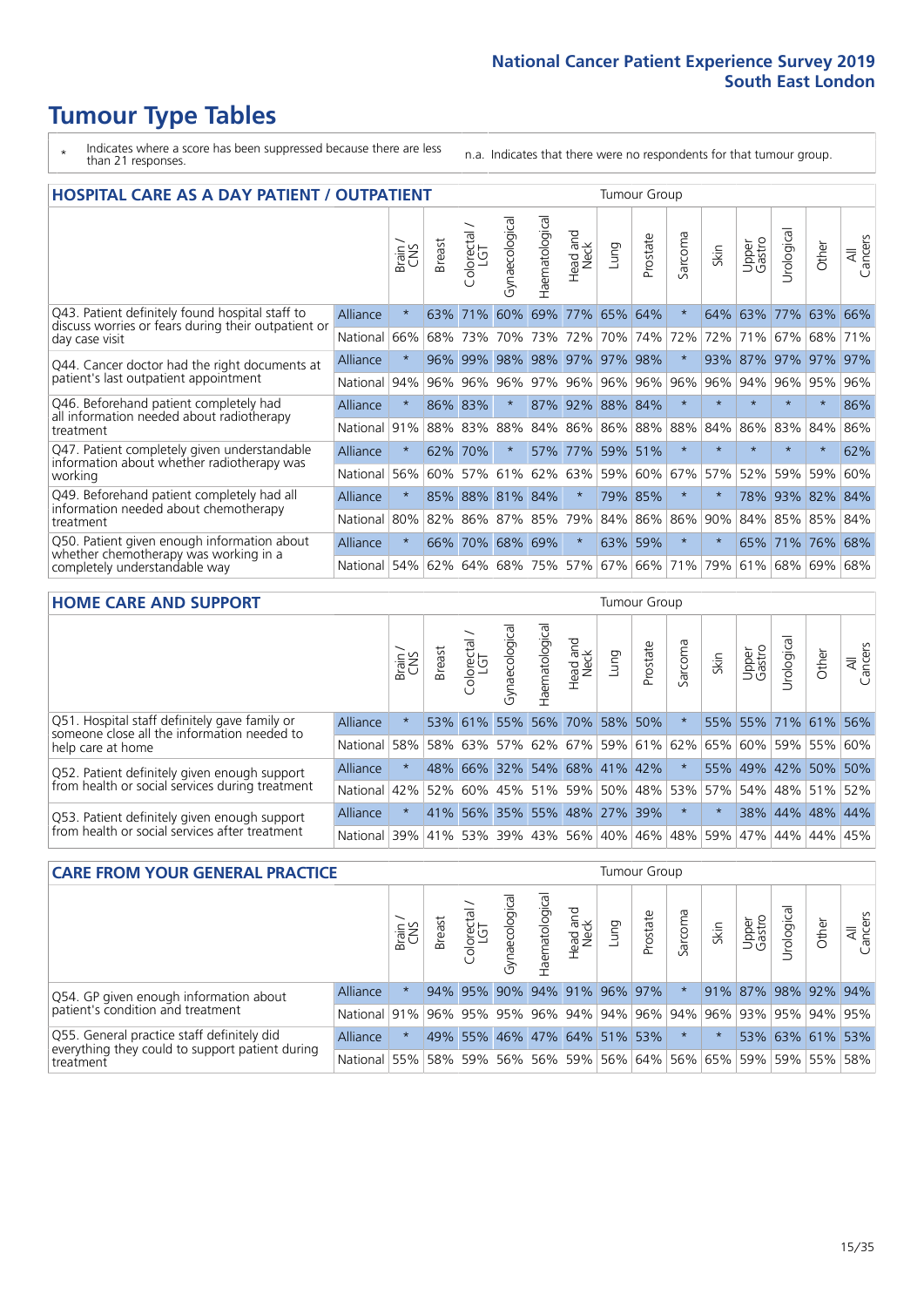# Tumour Type Tables

\* Indicates where a score has been suppressed because there are less than 21 responses.

n.a. Indicates that there were no respondents for that tumour group.

## HOSPITAL CARE AS A DAY PATIENT / OUTPATIENT

| | | Tumour Group | | | | | | | | | | | | | |
|---|---|---|---|---|---|---|---|---|---|---|---|---|---|---|---|
| | | Brain / CNS | Breast | Colorectal / LGT | Gynaecological | Haematological | Head and Neck | Lung | Prostate | Sarcoma | Skin | Upper Gastro | Urological | Other | All Cancers |
| Q43. Patient definitely found hospital staff to discuss worries or fears during their outpatient or day case visit | Alliance | * | 63% | 71% | 60% | 69% | 77% | 65% | 64% | * | 64% | 63% | 77% | 63% | 66% |
| | National | 66% | 68% | 73% | 70% | 73% | 72% | 70% | 74% | 72% | 72% | 71% | 67% | 68% | 71% |
| Q44. Cancer doctor had the right documents at patient's last outpatient appointment | Alliance | * | 96% | 99% | 98% | 98% | 97% | 97% | 98% | * | 93% | 87% | 97% | 97% | 97% |
| | National | 94% | 96% | 96% | 96% | 97% | 96% | 96% | 96% | 96% | 96% | 94% | 96% | 95% | 96% |
| Q46. Beforehand patient completely had all information needed about radiotherapy treatment | Alliance | * | 86% | 83% | * | 87% | 92% | 88% | 84% | * | * | * | * | * | 86% |
| | National | 91% | 88% | 83% | 88% | 84% | 86% | 86% | 88% | 88% | 84% | 86% | 83% | 84% | 86% |
| Q47. Patient completely given understandable information about whether radiotherapy was working | Alliance | * | 62% | 70% | * | 57% | 77% | 59% | 51% | * | * | * | * | * | 62% |
| | National | 56% | 60% | 57% | 61% | 62% | 63% | 59% | 60% | 67% | 57% | 52% | 59% | 59% | 60% |
| Q49. Beforehand patient completely had all information needed about chemotherapy treatment | Alliance | * | 85% | 88% | 81% | 84% | * | 79% | 85% | * | * | 78% | 93% | 82% | 84% |
| | National | 80% | 82% | 86% | 87% | 85% | 79% | 84% | 86% | 86% | 90% | 84% | 85% | 85% | 84% |
| Q50. Patient given enough information about whether chemotherapy was working in a completely understandable way | Alliance | * | 66% | 70% | 68% | 69% | * | 63% | 59% | * | * | 65% | 71% | 76% | 68% |
| | National | 54% | 62% | 64% | 68% | 75% | 57% | 67% | 66% | 71% | 79% | 61% | 68% | 69% | 68% |

## HOME CARE AND SUPPORT

| | | Tumour Group | | | | | | | | | | | | | |
|---|---|---|---|---|---|---|---|---|---|---|---|---|---|---|---|
| | | Brain / CNS | Breast | Colorectal / LGT | Gynaecological | Haematological | Head and Neck | Lung | Prostate | Sarcoma | Skin | Upper Gastro | Urological | Other | All Cancers |
| Q51. Hospital staff definitely gave family or someone close all the information needed to help care at home | Alliance | * | 53% | 61% | 55% | 56% | 70% | 58% | 50% | * | 55% | 55% | 71% | 61% | 56% |
| | National | 58% | 58% | 63% | 57% | 62% | 67% | 59% | 61% | 62% | 65% | 60% | 59% | 55% | 60% |
| Q52. Patient definitely given enough support from health or social services during treatment | Alliance | * | 48% | 66% | 32% | 54% | 68% | 41% | 42% | * | 55% | 49% | 42% | 50% | 50% |
| | National | 42% | 52% | 60% | 45% | 51% | 59% | 50% | 48% | 53% | 57% | 54% | 48% | 51% | 52% |
| Q53. Patient definitely given enough support from health or social services after treatment | Alliance | * | 41% | 56% | 35% | 55% | 48% | 27% | 39% | * | * | 38% | 44% | 48% | 44% |
| | National | 39% | 41% | 53% | 39% | 43% | 56% | 40% | 46% | 48% | 59% | 47% | 44% | 44% | 45% |

## CARE FROM YOUR GENERAL PRACTICE

| | | Tumour Group | | | | | | | | | | | | | |
|---|---|---|---|---|---|---|---|---|---|---|---|---|---|---|---|
| | | Brain / CNS | Breast | Colorectal / LGT | Gynaecological | Haematological | Head and Neck | Lung | Prostate | Sarcoma | Skin | Upper Gastro | Urological | Other | All Cancers |
| Q54. GP given enough information about patient's condition and treatment | Alliance | * | 94% | 95% | 90% | 94% | 91% | 96% | 97% | * | 91% | 87% | 98% | 92% | 94% |
| | National | 91% | 96% | 95% | 95% | 96% | 94% | 94% | 96% | 94% | 96% | 93% | 95% | 94% | 95% |
| Q55. General practice staff definitely did everything they could to support patient during treatment | Alliance | * | 49% | 55% | 46% | 47% | 64% | 51% | 53% | * | * | 53% | 63% | 61% | 53% |
| | National | 55% | 58% | 59% | 56% | 56% | 59% | 56% | 64% | 56% | 65% | 59% | 59% | 55% | 58% |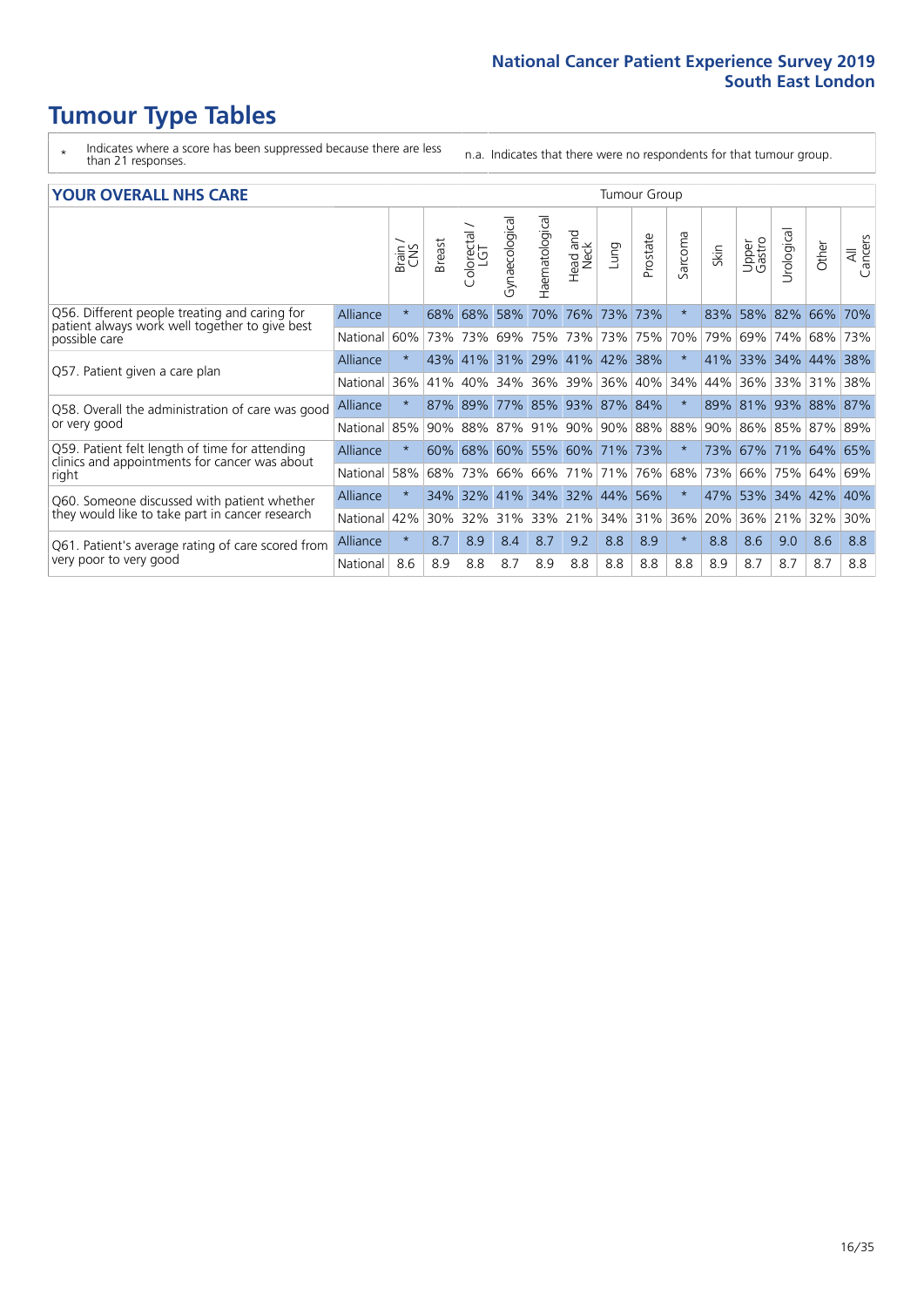# Tumour Type Tables

\* Indicates where a score has been suppressed because there are less than 21 responses.

n.a. Indicates that there were no respondents for that tumour group.

| YOUR OVERALL NHS CARE | | Brain / CNS | Breast | Colorectal / LGT | Gynaecological | Haematological | Head and Neck | Lung | Prostate | Sarcoma | Skin | Upper Gastro | Urological | Other | All Cancers |
|---|---|---|---|---|---|---|---|---|---|---|---|---|---|---|---|
| Q56. Different people treating and caring for patient always work well together to give best possible care | Alliance | * | 68% | 68% | 58% | 70% | 76% | 73% | 73% | * | 83% | 58% | 82% | 66% | 70% |
| | National | 60% | 73% | 73% | 69% | 75% | 73% | 73% | 75% | 70% | 79% | 69% | 74% | 68% | 73% |
| Q57. Patient given a care plan | Alliance | * | 43% | 41% | 31% | 29% | 41% | 42% | 38% | * | 41% | 33% | 34% | 44% | 38% |
| | National | 36% | 41% | 40% | 34% | 36% | 39% | 36% | 40% | 34% | 44% | 36% | 33% | 31% | 38% |
| Q58. Overall the administration of care was good or very good | Alliance | * | 87% | 89% | 77% | 85% | 93% | 87% | 84% | * | 89% | 81% | 93% | 88% | 87% |
| | National | 85% | 90% | 88% | 87% | 91% | 90% | 90% | 88% | 88% | 90% | 86% | 85% | 87% | 89% |
| Q59. Patient felt length of time for attending clinics and appointments for cancer was about right | Alliance | * | 60% | 68% | 60% | 55% | 60% | 71% | 73% | * | 73% | 67% | 71% | 64% | 65% |
| | National | 58% | 68% | 73% | 66% | 66% | 71% | 71% | 76% | 68% | 73% | 66% | 75% | 64% | 69% |
| Q60. Someone discussed with patient whether they would like to take part in cancer research | Alliance | * | 34% | 32% | 41% | 34% | 32% | 44% | 56% | * | 47% | 53% | 34% | 42% | 40% |
| | National | 42% | 30% | 32% | 31% | 33% | 21% | 34% | 31% | 36% | 20% | 36% | 21% | 32% | 30% |
| Q61. Patient's average rating of care scored from very poor to very good | Alliance | * | 8.7 | 8.9 | 8.4 | 8.7 | 9.2 | 8.8 | 8.9 | * | 8.8 | 8.6 | 9.0 | 8.6 | 8.8 |
| | National | 8.6 | 8.9 | 8.8 | 8.7 | 8.9 | 8.8 | 8.8 | 8.8 | 8.8 | 8.9 | 8.7 | 8.7 | 8.7 | 8.8 |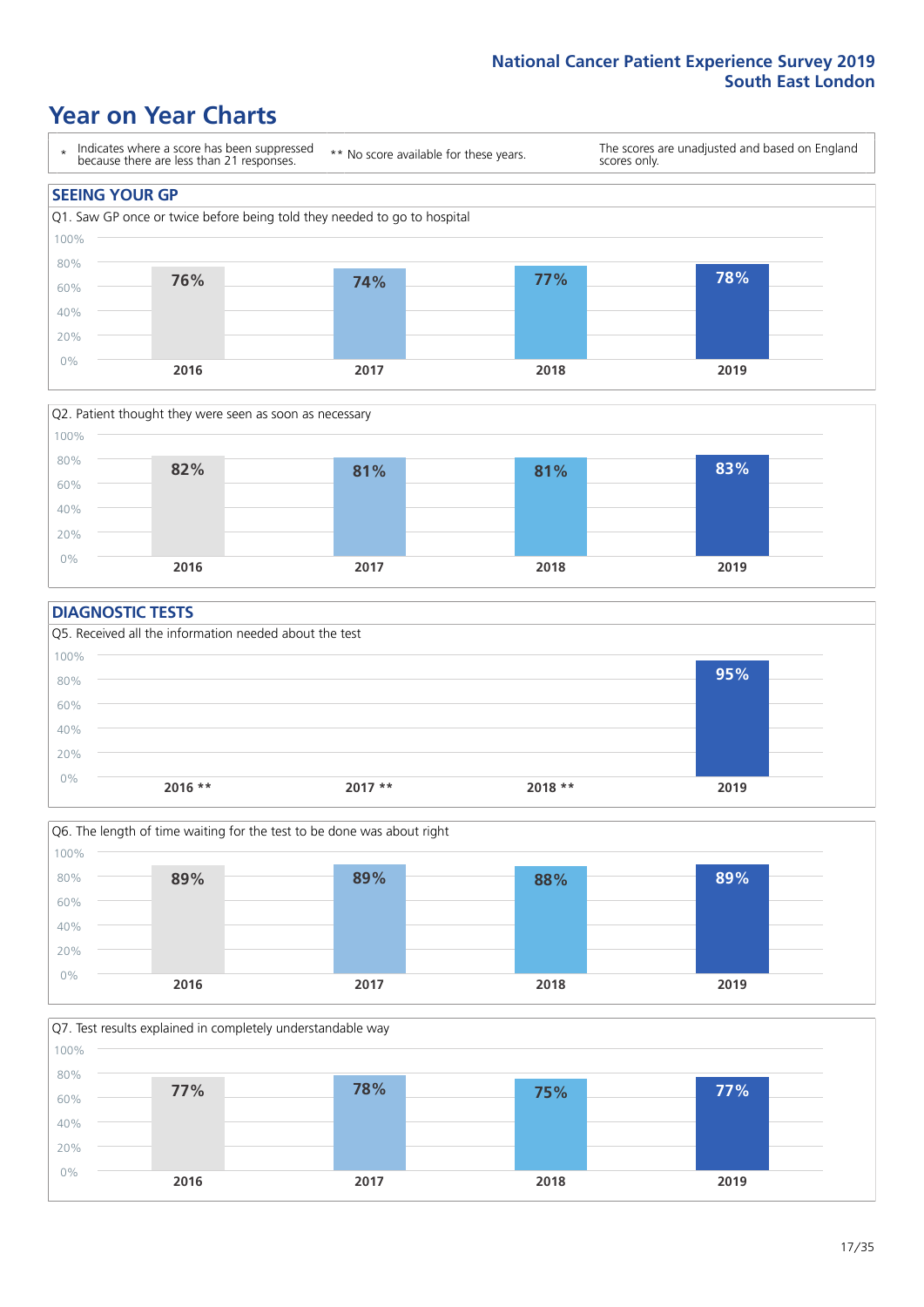# Year on Year Charts

\* Indicates where a score has been suppressed because there are less than 21 responses.

** No score available for these years.

The scores are unadjusted and based on England scores only.

## SEEING YOUR GP

Q1. Saw GP once or twice before being told they needed to go to hospital

| 2016 | 2017 | 2018 | 2019 |
|---|---|---|---|
| 76% | 74% | 77% | 78% |

Q2. Patient thought they were seen as soon as necessary

| 2016 | 2017 | 2018 | 2019 |
|---|---|---|---|
| 82% | 81% | 81% | 83% |

## DIAGNOSTIC TESTS

Q5. Received all the information needed about the test

| 2016 ** | 2017 ** | 2018 ** | 2019 |
|---|---|---|---|
| | | | 95% |

Q6. The length of time waiting for the test to be done was about right

| 2016 | 2017 | 2018 | 2019 |
|---|---|---|---|
| 89% | 89% | 88% | 89% |

Q7. Test results explained in completely understandable way

| 2016 | 2017 | 2018 | 2019 |
|---|---|---|---|
| 77% | 78% | 75% | 77% |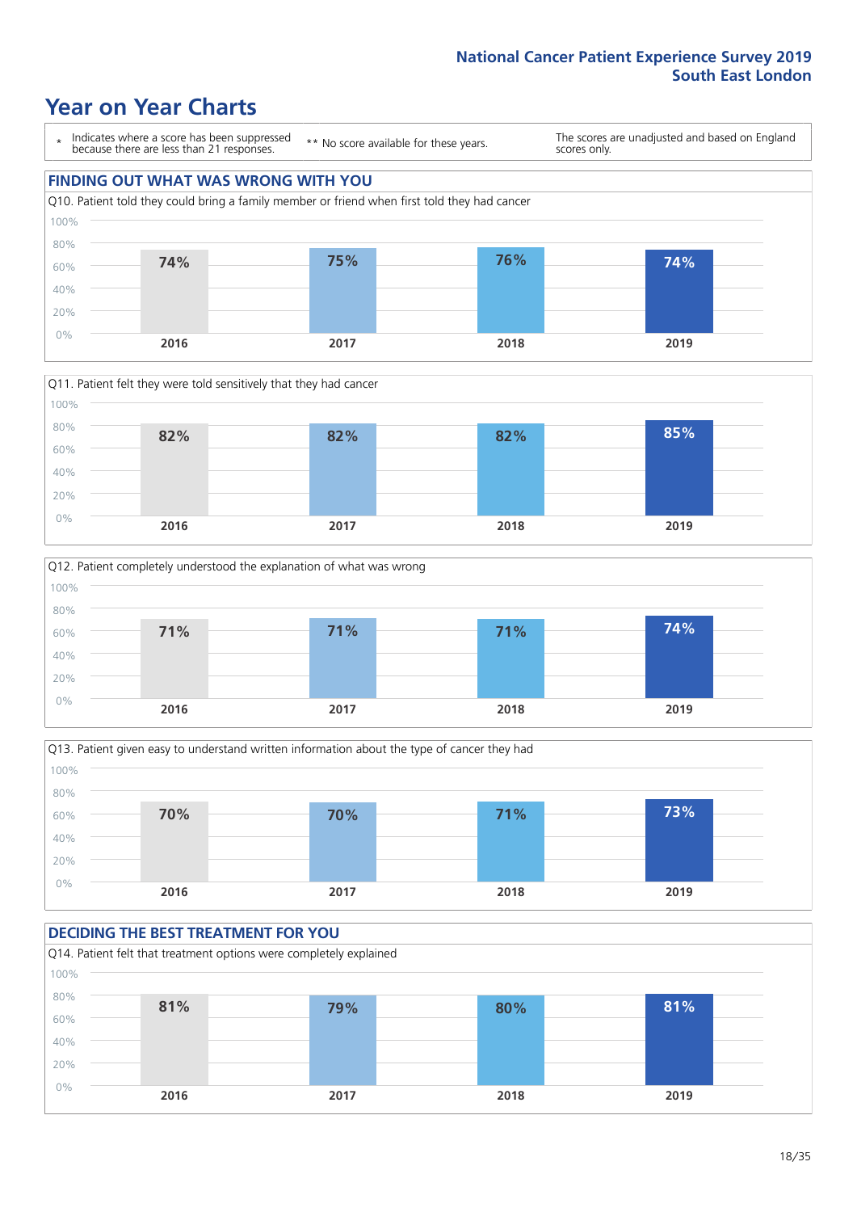National Cancer Patient Experience Survey 2019
South East London

# Year on Year Charts

\* Indicates where a score has been suppressed because there are less than 21 responses.

** No score available for these years.

The scores are unadjusted and based on England scores only.

## FINDING OUT WHAT WAS WRONG WITH YOU

Q10. Patient told they could bring a family member or friend when first told they had cancer

| 2016 | 2017 | 2018 | 2019 |
|---|---|---|---|
| 74% | 75% | 76% | 74% |

Q11. Patient felt they were told sensitively that they had cancer

| 2016 | 2017 | 2018 | 2019 |
|---|---|---|---|
| 82% | 82% | 82% | 85% |

Q12. Patient completely understood the explanation of what was wrong

| 2016 | 2017 | 2018 | 2019 |
|---|---|---|---|
| 71% | 71% | 71% | 74% |

Q13. Patient given easy to understand written information about the type of cancer they had

| 2016 | 2017 | 2018 | 2019 |
|---|---|---|---|
| 70% | 70% | 71% | 73% |

## DECIDING THE BEST TREATMENT FOR YOU

Q14. Patient felt that treatment options were completely explained

| 2016 | 2017 | 2018 | 2019 |
|---|---|---|---|
| 81% | 79% | 80% | 81% |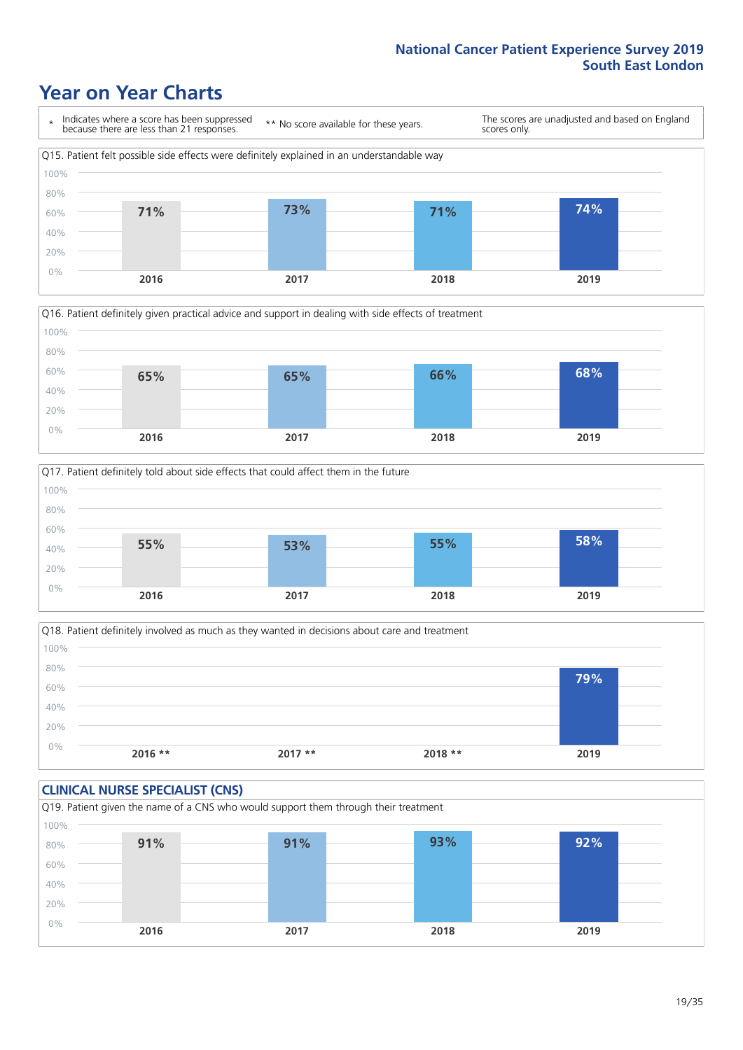# Year on Year Charts

\* Indicates where a score has been suppressed because there are less than 21 responses.

\*\* No score available for these years.

The scores are unadjusted and based on England scores only.

Q15. Patient felt possible side effects were definitely explained in an understandable way

| 2016 | 2017 | 2018 | 2019 |
|---|---|---|---|
| 71% | 73% | 71% | 74% |

Q16. Patient definitely given practical advice and support in dealing with side effects of treatment

| 2016 | 2017 | 2018 | 2019 |
|---|---|---|---|
| 65% | 65% | 66% | 68% |

Q17. Patient definitely told about side effects that could affect them in the future

| 2016 | 2017 | 2018 | 2019 |
|---|---|---|---|
| 55% | 53% | 55% | 58% |

Q18. Patient definitely involved as much as they wanted in decisions about care and treatment

| 2016 ** | 2017 ** | 2018 ** | 2019 |
|---|---|---|---|
| | | | 79% |

## CLINICAL NURSE SPECIALIST (CNS)

Q19. Patient given the name of a CNS who would support them through their treatment

| 2016 | 2017 | 2018 | 2019 |
|---|---|---|---|
| 91% | 91% | 93% | 92% |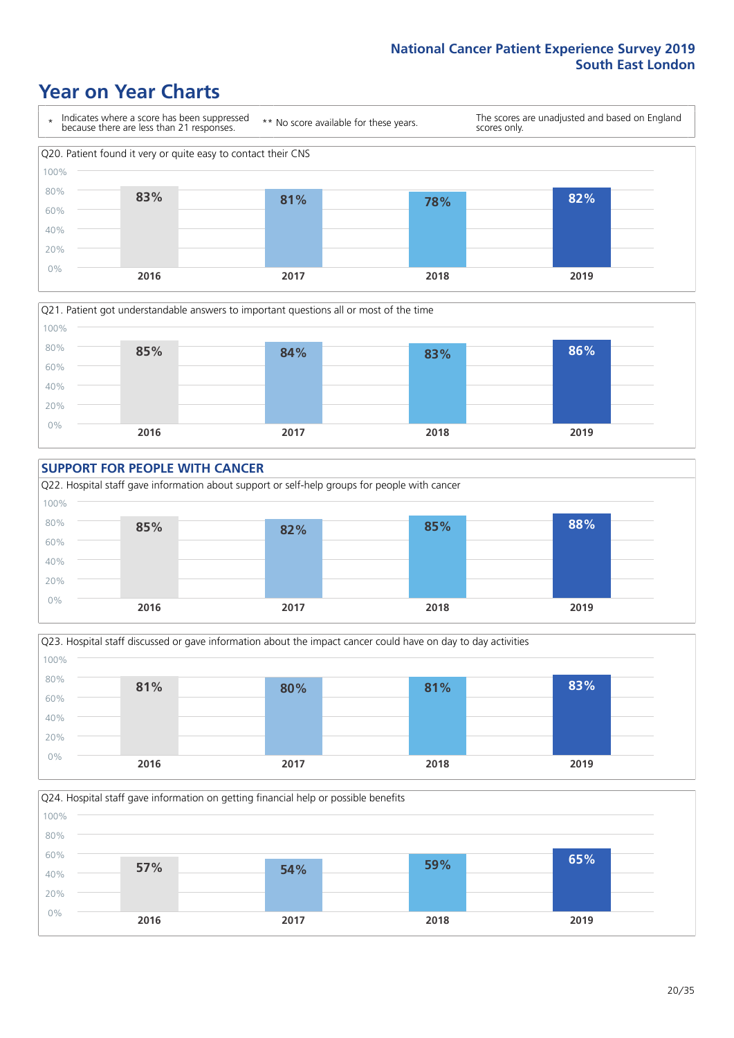# Year on Year Charts

\* Indicates where a score has been suppressed because there are less than 21 responses.

\*\* No score available for these years.

The scores are unadjusted and based on England scores only.

Q20. Patient found it very or quite easy to contact their CNS

| 2016 | 2017 | 2018 | 2019 |
|---|---|---|---|
| 83% | 81% | 78% | 82% |

Q21. Patient got understandable answers to important questions all or most of the time

| 2016 | 2017 | 2018 | 2019 |
|---|---|---|---|
| 85% | 84% | 83% | 86% |

## SUPPORT FOR PEOPLE WITH CANCER

Q22. Hospital staff gave information about support or self-help groups for people with cancer

| 2016 | 2017 | 2018 | 2019 |
|---|---|---|---|
| 85% | 82% | 85% | 88% |

Q23. Hospital staff discussed or gave information about the impact cancer could have on day to day activities

| 2016 | 2017 | 2018 | 2019 |
|---|---|---|---|
| 81% | 80% | 81% | 83% |

Q24. Hospital staff gave information on getting financial help or possible benefits

| 2016 | 2017 | 2018 | 2019 |
|---|---|---|---|
| 57% | 54% | 59% | 65% |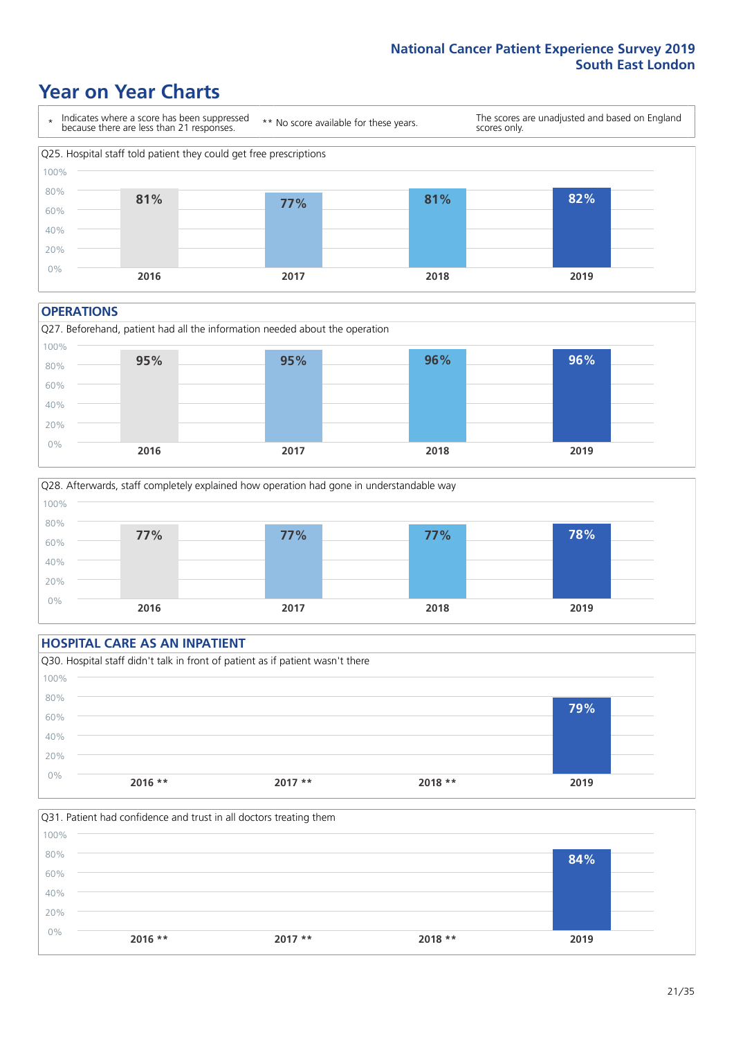# Year on Year Charts

\* Indicates where a score has been suppressed because there are less than 21 responses.

** No score available for these years.

The scores are unadjusted and based on England scores only.

Q25. Hospital staff told patient they could get free prescriptions

| 2016 | 2017 | 2018 | 2019 |
|---|---|---|---|
| 81% | 77% | 81% | 82% |

## OPERATIONS

Q27. Beforehand, patient had all the information needed about the operation

| 2016 | 2017 | 2018 | 2019 |
|---|---|---|---|
| 95% | 95% | 96% | 96% |

Q28. Afterwards, staff completely explained how operation had gone in understandable way

| 2016 | 2017 | 2018 | 2019 |
|---|---|---|---|
| 77% | 77% | 77% | 78% |

## HOSPITAL CARE AS AN INPATIENT

Q30. Hospital staff didn't talk in front of patient as if patient wasn't there

| 2016 ** | 2017 ** | 2018 ** | 2019 |
|---|---|---|---|
| | | | 79% |

Q31. Patient had confidence and trust in all doctors treating them

| 2016 ** | 2017 ** | 2018 ** | 2019 |
|---|---|---|---|
| | | | 84% |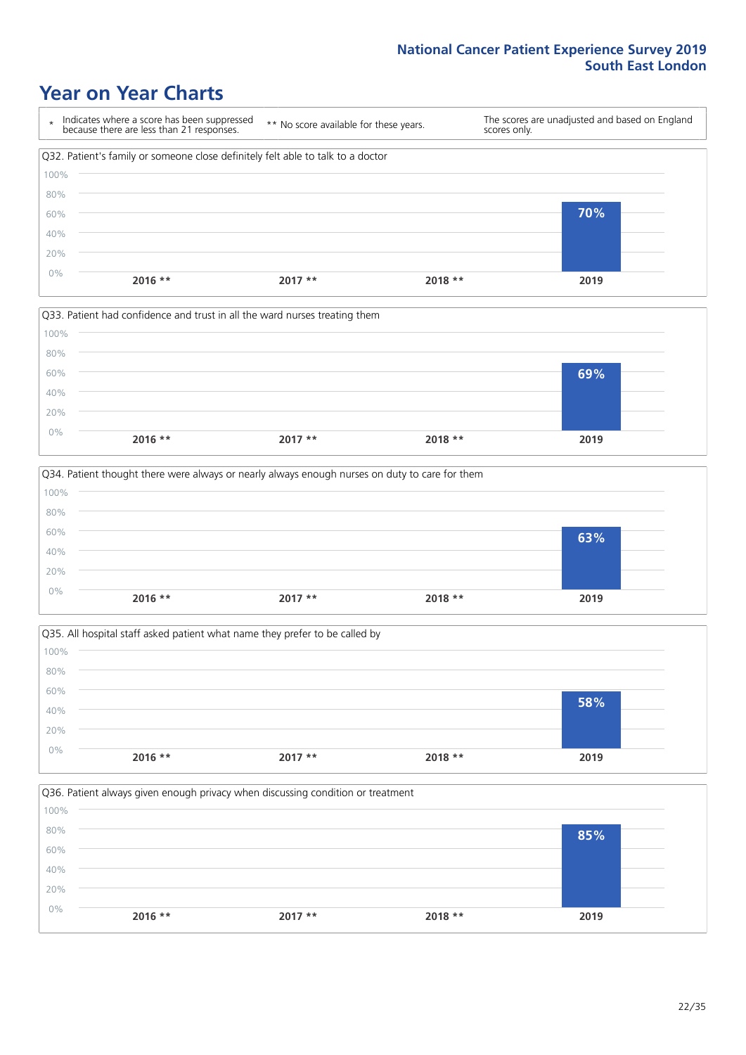# Year on Year Charts

| * Indicates where a score has been suppressed because there are less than 21 responses. | ** No score available for these years. | The scores are unadjusted and based on England scores only. |
| --- | --- | --- |

### Q32. Patient's family or someone close definitely felt able to talk to a doctor

| 2016 ** | 2017 ** | 2018 ** | 2019 |
| --- | --- | --- | --- |
| | | | 70% |

### Q33. Patient had confidence and trust in all the ward nurses treating them

| 2016 ** | 2017 ** | 2018 ** | 2019 |
| --- | --- | --- | --- |
| | | | 69% |

### Q34. Patient thought there were always or nearly always enough nurses on duty to care for them

| 2016 ** | 2017 ** | 2018 ** | 2019 |
| --- | --- | --- | --- |
| | | | 63% |

### Q35. All hospital staff asked patient what name they prefer to be called by

| 2016 ** | 2017 ** | 2018 ** | 2019 |
| --- | --- | --- | --- |
| | | | 58% |

### Q36. Patient always given enough privacy when discussing condition or treatment

| 2016 ** | 2017 ** | 2018 ** | 2019 |
| --- | --- | --- | --- |
| | | | 85% |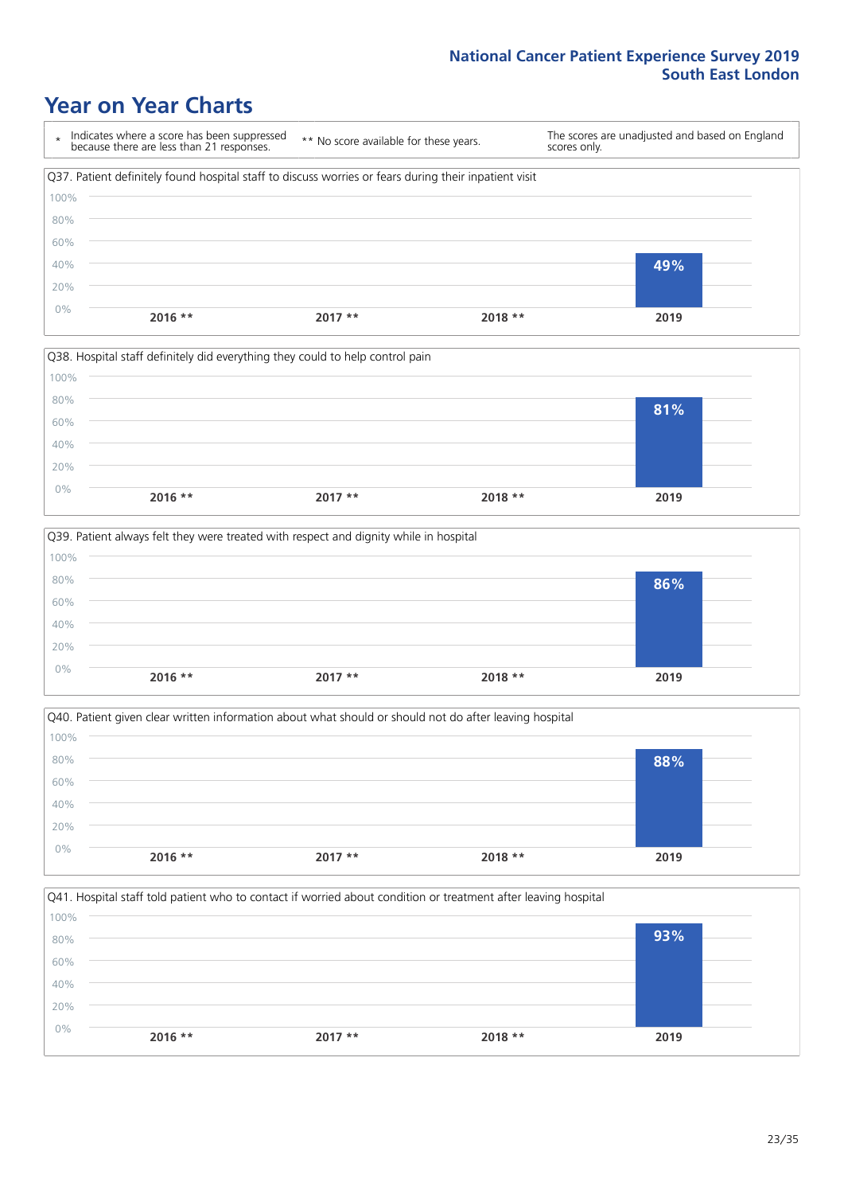# Year on Year Charts

| * Indicates where a score has been suppressed because there are less than 21 responses. | ** No score available for these years. | The scores are unadjusted and based on England scores only. |
|---|---|---|

Q37. Patient definitely found hospital staff to discuss worries or fears during their inpatient visit

| 2016 ** | 2017 ** | 2018 ** | 2019 |
|---|---|---|---|
| | | | 49% |

Q38. Hospital staff definitely did everything they could to help control pain

| 2016 ** | 2017 ** | 2018 ** | 2019 |
|---|---|---|---|
| | | | 81% |

Q39. Patient always felt they were treated with respect and dignity while in hospital

| 2016 ** | 2017 ** | 2018 ** | 2019 |
|---|---|---|---|
| | | | 86% |

Q40. Patient given clear written information about what should or should not do after leaving hospital

| 2016 ** | 2017 ** | 2018 ** | 2019 |
|---|---|---|---|
| | | | 88% |

Q41. Hospital staff told patient who to contact if worried about condition or treatment after leaving hospital

| 2016 ** | 2017 ** | 2018 ** | 2019 |
|---|---|---|---|
| | | | 93% |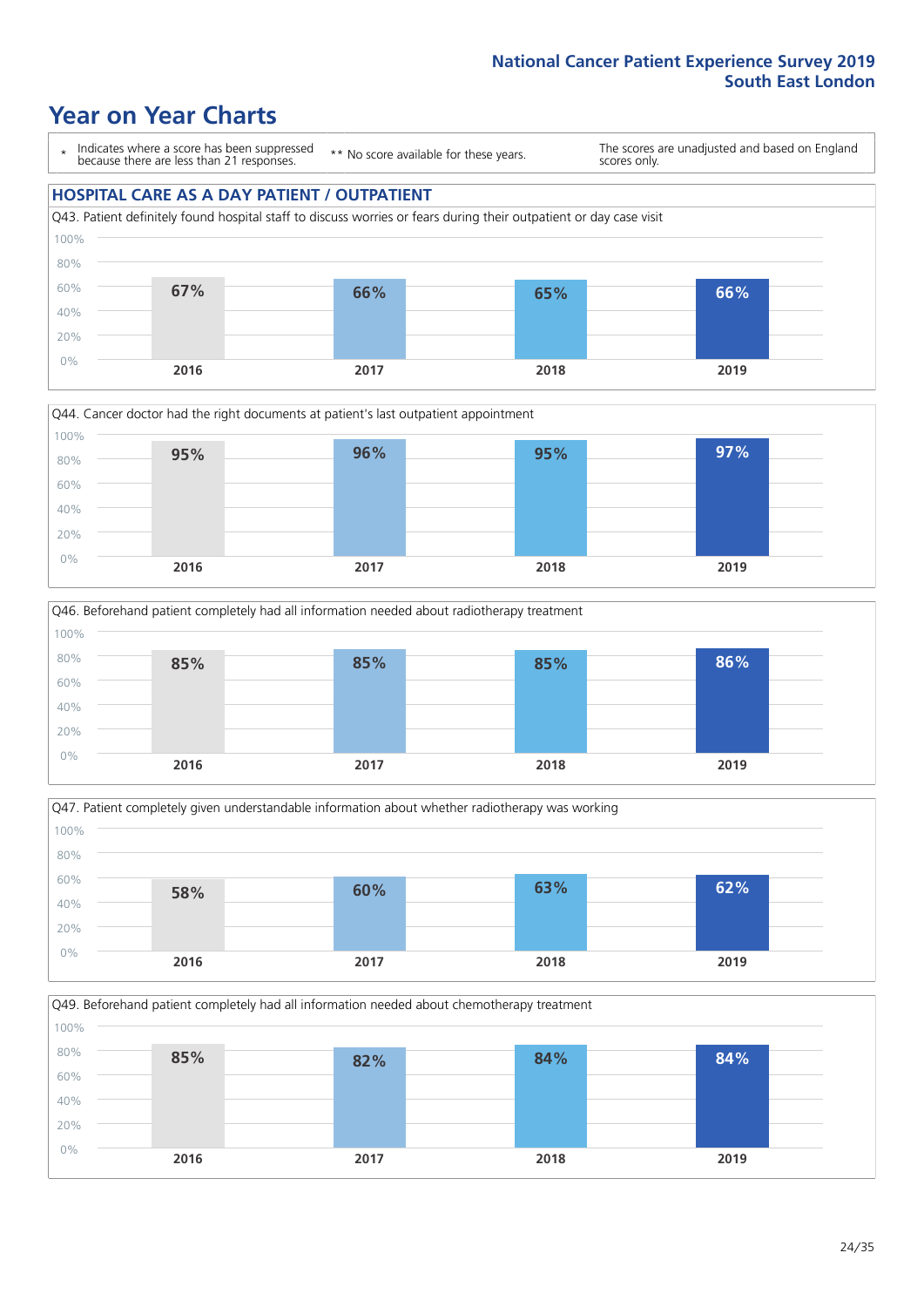# Year on Year Charts

| * Indicates where a score has been suppressed because there are less than 21 responses. | ** No score available for these years. | The scores are unadjusted and based on England scores only. |
|---|---|---|

## HOSPITAL CARE AS A DAY PATIENT / OUTPATIENT

Q43. Patient definitely found hospital staff to discuss worries or fears during their outpatient or day case visit

| 2016 | 2017 | 2018 | 2019 |
|---|---|---|---|
| 67% | 66% | 65% | 66% |

Q44. Cancer doctor had the right documents at patient's last outpatient appointment

| 2016 | 2017 | 2018 | 2019 |
|---|---|---|---|
| 95% | 96% | 95% | 97% |

Q46. Beforehand patient completely had all information needed about radiotherapy treatment

| 2016 | 2017 | 2018 | 2019 |
|---|---|---|---|
| 85% | 85% | 85% | 86% |

Q47. Patient completely given understandable information about whether radiotherapy was working

| 2016 | 2017 | 2018 | 2019 |
|---|---|---|---|
| 58% | 60% | 63% | 62% |

Q49. Beforehand patient completely had all information needed about chemotherapy treatment

| 2016 | 2017 | 2018 | 2019 |
|---|---|---|---|
| 85% | 82% | 84% | 84% |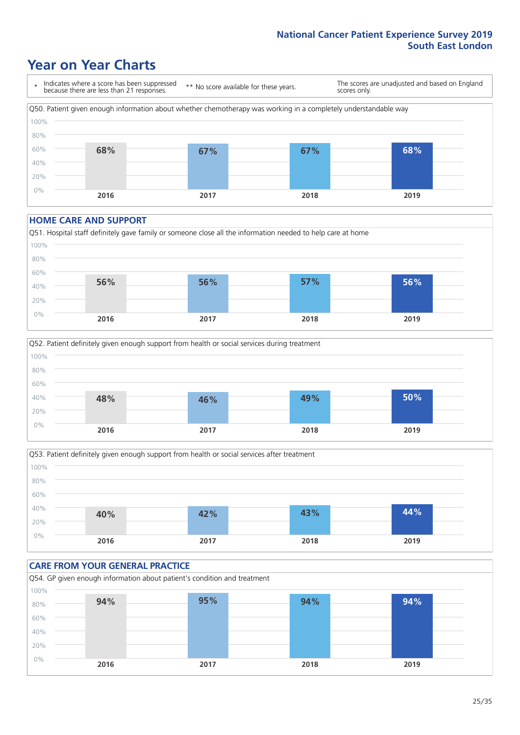# Year on Year Charts

\* Indicates where a score has been suppressed because there are less than 21 responses.

** No score available for these years.

The scores are unadjusted and based on England scores only.

Q50. Patient given enough information about whether chemotherapy was working in a completely understandable way

| 2016 | 2017 | 2018 | 2019 |
|---|---|---|---|
| 68% | 67% | 67% | 68% |

## HOME CARE AND SUPPORT

Q51. Hospital staff definitely gave family or someone close all the information needed to help care at home

| 2016 | 2017 | 2018 | 2019 |
|---|---|---|---|
| 56% | 56% | 57% | 56% |

Q52. Patient definitely given enough support from health or social services during treatment

| 2016 | 2017 | 2018 | 2019 |
|---|---|---|---|
| 48% | 46% | 49% | 50% |

Q53. Patient definitely given enough support from health or social services after treatment

| 2016 | 2017 | 2018 | 2019 |
|---|---|---|---|
| 40% | 42% | 43% | 44% |

## CARE FROM YOUR GENERAL PRACTICE

Q54. GP given enough information about patient's condition and treatment

| 2016 | 2017 | 2018 | 2019 |
|---|---|---|---|
| 94% | 95% | 94% | 94% |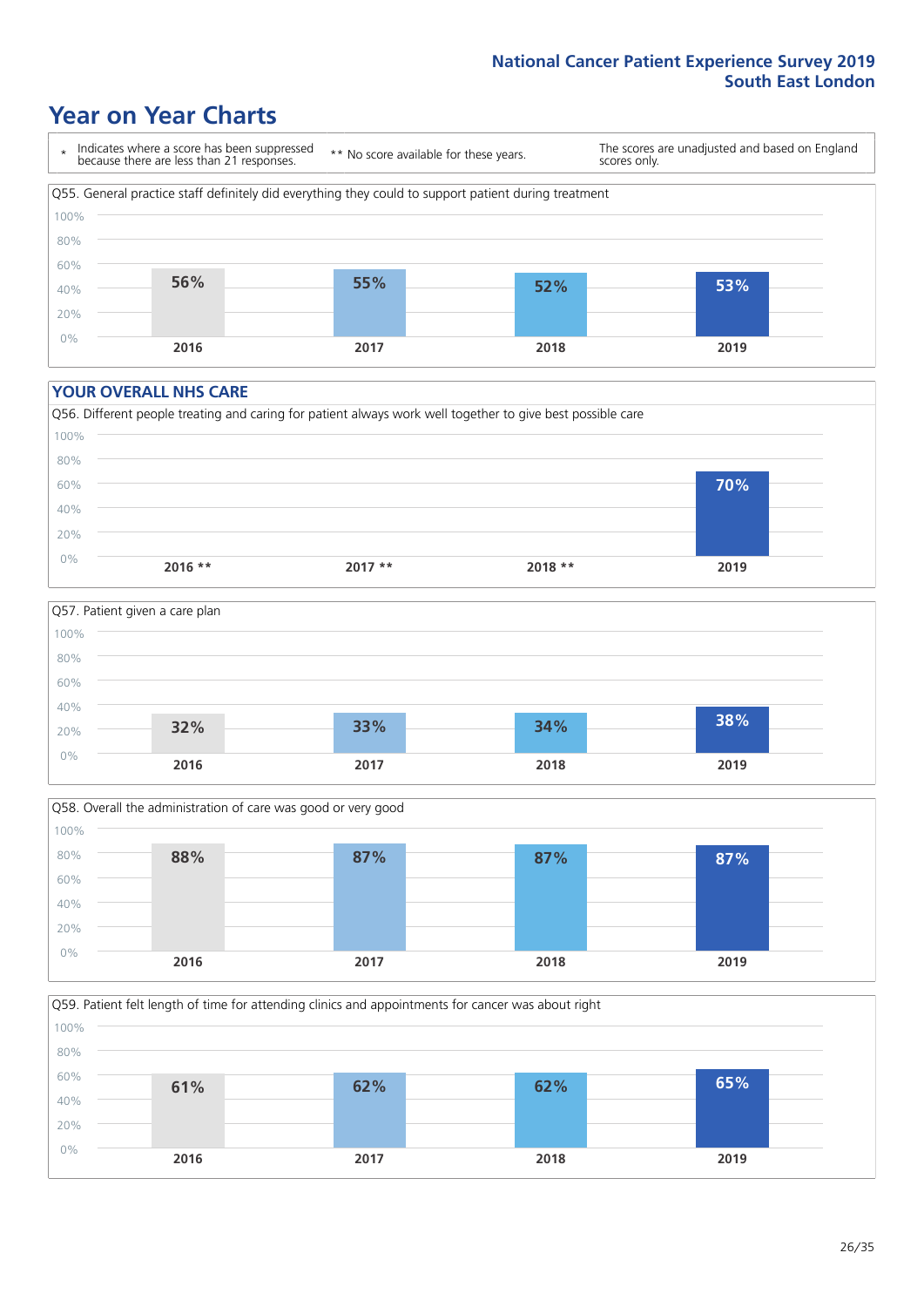National Cancer Patient Experience Survey 2019
South East London

# Year on Year Charts

\* Indicates where a score has been suppressed because there are less than 21 responses.

** No score available for these years.

The scores are unadjusted and based on England scores only.

Q55. General practice staff definitely did everything they could to support patient during treatment

| 2016 | 2017 | 2018 | 2019 |
|---|---|---|---|
| 56% | 55% | 52% | 53% |

## YOUR OVERALL NHS CARE

Q56. Different people treating and caring for patient always work well together to give best possible care

| 2016 ** | 2017 ** | 2018 ** | 2019 |
|---|---|---|---|
| | | | 70% |

Q57. Patient given a care plan

| 2016 | 2017 | 2018 | 2019 |
|---|---|---|---|
| 32% | 33% | 34% | 38% |

Q58. Overall the administration of care was good or very good

| 2016 | 2017 | 2018 | 2019 |
|---|---|---|---|
| 88% | 87% | 87% | 87% |

Q59. Patient felt length of time for attending clinics and appointments for cancer was about right

| 2016 | 2017 | 2018 | 2019 |
|---|---|---|---|
| 61% | 62% | 62% | 65% |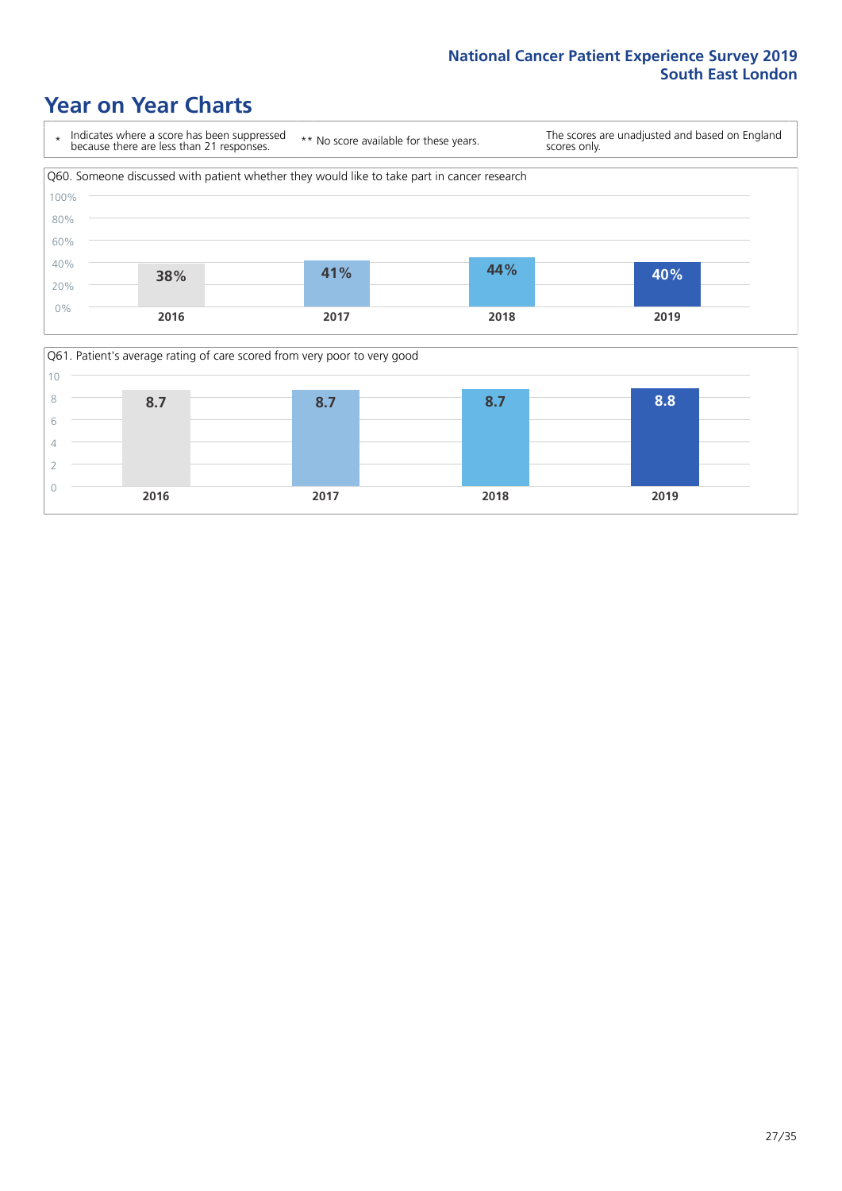# Year on Year Charts

\* Indicates where a score has been suppressed because there are less than 21 responses.

\*\* No score available for these years.

The scores are unadjusted and based on England scores only.

Q60. Someone discussed with patient whether they would like to take part in cancer research

| 2016 | 2017 | 2018 | 2019 |
|---|---|---|---|
| 38% | 41% | 44% | 40% |

Q61. Patient's average rating of care scored from very poor to very good

| 2016 | 2017 | 2018 | 2019 |
|---|---|---|---|
| 8.7 | 8.7 | 8.7 | 8.8 |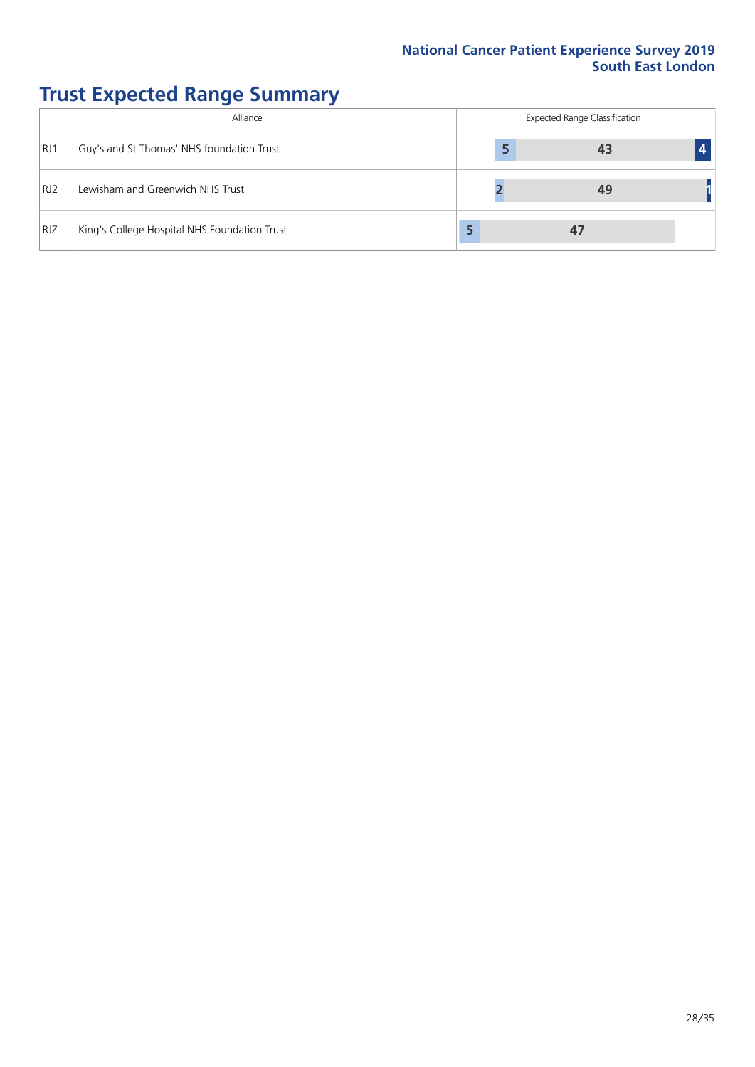# Trust Expected Range Summary

| | Alliance | Expected Range Classification | | |
|---|---|---|---|---|
| RJ1 | Guy's and St Thomas' NHS foundation Trust | 5 | 43 | 4 |
| RJ2 | Lewisham and Greenwich NHS Trust | 2 | 49 | 1 |
| RJZ | King's College Hospital NHS Foundation Trust | 5 | 47 | |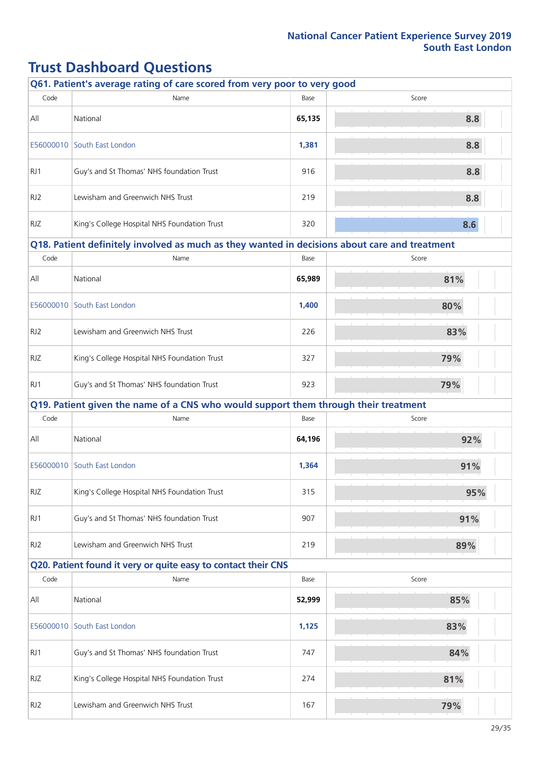# Trust Dashboard Questions

### Q61. Patient's average rating of care scored from very poor to very good

| Code | Name | Base | Score |
|---|---|---|---|
| All | National | 65,135 | 8.8 |
| E56000010 | South East London | 1,381 | 8.8 |
| RJ1 | Guy's and St Thomas' NHS foundation Trust | 916 | 8.8 |
| RJ2 | Lewisham and Greenwich NHS Trust | 219 | 8.8 |
| RJZ | King's College Hospital NHS Foundation Trust | 320 | 8.6 |

### Q18. Patient definitely involved as much as they wanted in decisions about care and treatment

| Code | Name | Base | Score |
|---|---|---|---|
| All | National | 65,989 | 81% |
| E56000010 | South East London | 1,400 | 80% |
| RJ2 | Lewisham and Greenwich NHS Trust | 226 | 83% |
| RJZ | King's College Hospital NHS Foundation Trust | 327 | 79% |
| RJ1 | Guy's and St Thomas' NHS foundation Trust | 923 | 79% |

### Q19. Patient given the name of a CNS who would support them through their treatment

| Code | Name | Base | Score |
|---|---|---|---|
| All | National | 64,196 | 92% |
| E56000010 | South East London | 1,364 | 91% |
| RJZ | King's College Hospital NHS Foundation Trust | 315 | 95% |
| RJ1 | Guy's and St Thomas' NHS foundation Trust | 907 | 91% |
| RJ2 | Lewisham and Greenwich NHS Trust | 219 | 89% |

### Q20. Patient found it very or quite easy to contact their CNS

| Code | Name | Base | Score |
|---|---|---|---|
| All | National | 52,999 | 85% |
| E56000010 | South East London | 1,125 | 83% |
| RJ1 | Guy's and St Thomas' NHS foundation Trust | 747 | 84% |
| RJZ | King's College Hospital NHS Foundation Trust | 274 | 81% |
| RJ2 | Lewisham and Greenwich NHS Trust | 167 | 79% |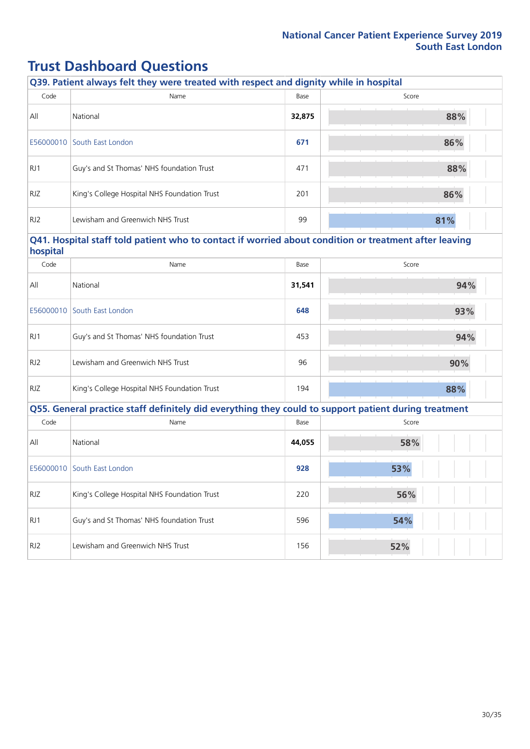# Trust Dashboard Questions

### Q39. Patient always felt they were treated with respect and dignity while in hospital

| Code | Name | Base | Score |
|---|---|---|---|
| All | National | **32,875** | 88% |
| E56000010 | South East London | **671** | 86% |
| RJ1 | Guy's and St Thomas' NHS foundation Trust | 471 | 88% |
| RJZ | King's College Hospital NHS Foundation Trust | 201 | 86% |
| RJ2 | Lewisham and Greenwich NHS Trust | 99 | 81% |

### Q41. Hospital staff told patient who to contact if worried about condition or treatment after leaving hospital

| Code | Name | Base | Score |
|---|---|---|---|
| All | National | **31,541** | 94% |
| E56000010 | South East London | **648** | 93% |
| RJ1 | Guy's and St Thomas' NHS foundation Trust | 453 | 94% |
| RJ2 | Lewisham and Greenwich NHS Trust | 96 | 90% |
| RJZ | King's College Hospital NHS Foundation Trust | 194 | 88% |

### Q55. General practice staff definitely did everything they could to support patient during treatment

| Code | Name | Base | Score |
|---|---|---|---|
| All | National | **44,055** | 58% |
| E56000010 | South East London | **928** | 53% |
| RJZ | King's College Hospital NHS Foundation Trust | 220 | 56% |
| RJ1 | Guy's and St Thomas' NHS foundation Trust | 596 | 54% |
| RJ2 | Lewisham and Greenwich NHS Trust | 156 | 52% |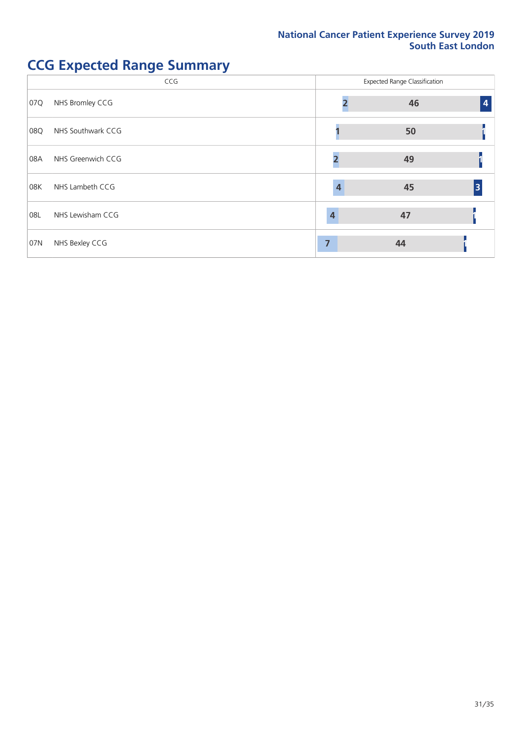# CCG Expected Range Summary

| CCG | | Expected Range Classification | | |
|---|---|---|---|---|
| 07Q | NHS Bromley CCG | 2 | 46 | 4 |
| 08Q | NHS Southwark CCG | 1 | 50 | 1 |
| 08A | NHS Greenwich CCG | 2 | 49 | 1 |
| 08K | NHS Lambeth CCG | 4 | 45 | 3 |
| 08L | NHS Lewisham CCG | 4 | 47 | 1 |
| 07N | NHS Bexley CCG | 7 | 44 | 1 |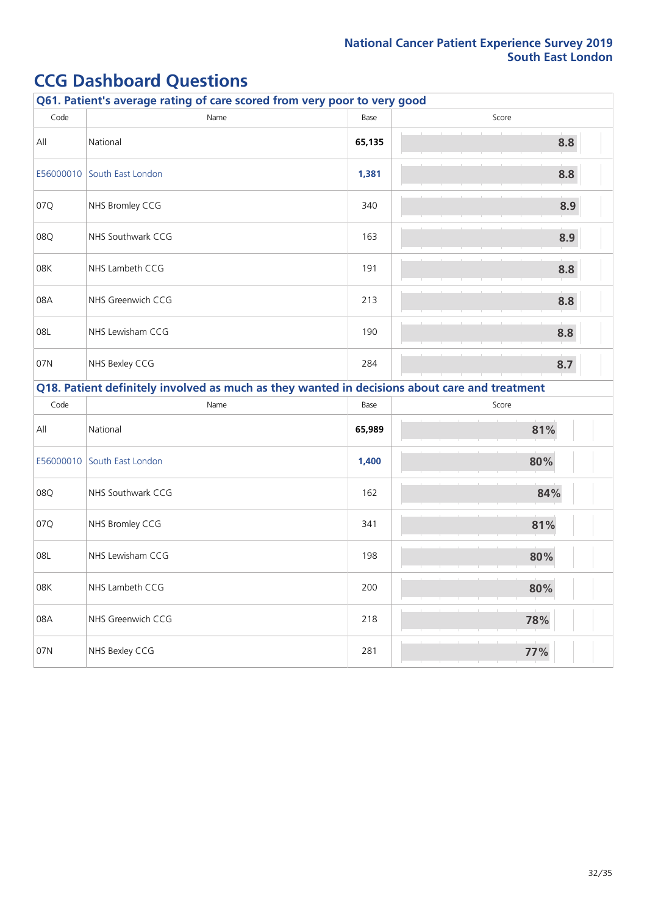# CCG Dashboard Questions

## Q61. Patient's average rating of care scored from very poor to very good

| Code | Name | Base | Score |
|---|---|---|---|
| All | National | **65,135** | 8.8 |
| E56000010 | South East London | **1,381** | 8.8 |
| 07Q | NHS Bromley CCG | 340 | 8.9 |
| 08Q | NHS Southwark CCG | 163 | 8.9 |
| 08K | NHS Lambeth CCG | 191 | 8.8 |
| 08A | NHS Greenwich CCG | 213 | 8.8 |
| 08L | NHS Lewisham CCG | 190 | 8.8 |
| 07N | NHS Bexley CCG | 284 | 8.7 |

## Q18. Patient definitely involved as much as they wanted in decisions about care and treatment

| Code | Name | Base | Score |
|---|---|---|---|
| All | National | **65,989** | 81% |
| E56000010 | South East London | **1,400** | 80% |
| 08Q | NHS Southwark CCG | 162 | 84% |
| 07Q | NHS Bromley CCG | 341 | 81% |
| 08L | NHS Lewisham CCG | 198 | 80% |
| 08K | NHS Lambeth CCG | 200 | 80% |
| 08A | NHS Greenwich CCG | 218 | 78% |
| 07N | NHS Bexley CCG | 281 | 77% |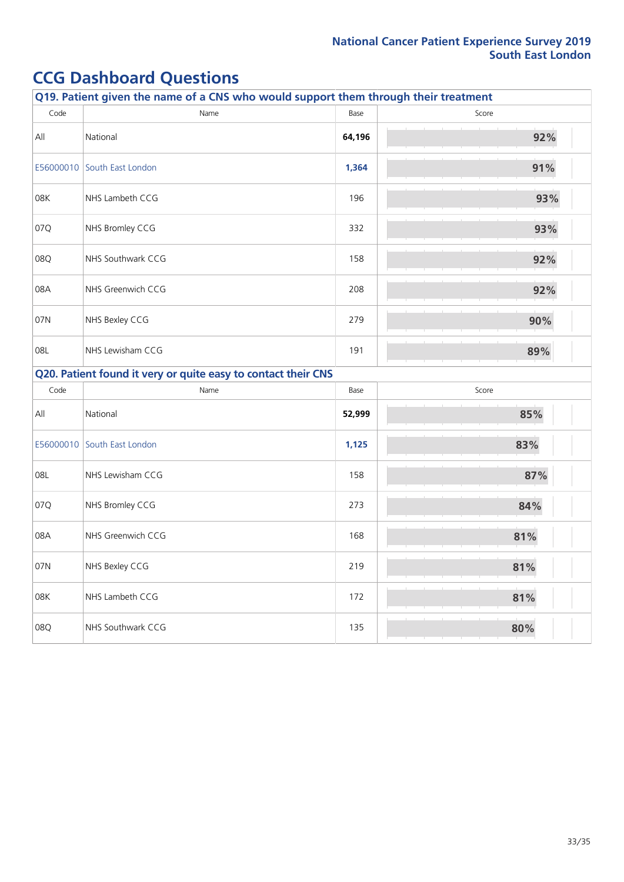# CCG Dashboard Questions

### Q19. Patient given the name of a CNS who would support them through their treatment

| Code | Name | Base | Score |
|---|---|---|---|
| All | National | **64,196** | 92% |
| E56000010 | South East London | **1,364** | 91% |
| 08K | NHS Lambeth CCG | 196 | 93% |
| 07Q | NHS Bromley CCG | 332 | 93% |
| 08Q | NHS Southwark CCG | 158 | 92% |
| 08A | NHS Greenwich CCG | 208 | 92% |
| 07N | NHS Bexley CCG | 279 | 90% |
| 08L | NHS Lewisham CCG | 191 | 89% |

### Q20. Patient found it very or quite easy to contact their CNS

| Code | Name | Base | Score |
|---|---|---|---|
| All | National | **52,999** | 85% |
| E56000010 | South East London | **1,125** | 83% |
| 08L | NHS Lewisham CCG | 158 | 87% |
| 07Q | NHS Bromley CCG | 273 | 84% |
| 08A | NHS Greenwich CCG | 168 | 81% |
| 07N | NHS Bexley CCG | 219 | 81% |
| 08K | NHS Lambeth CCG | 172 | 81% |
| 08Q | NHS Southwark CCG | 135 | 80% |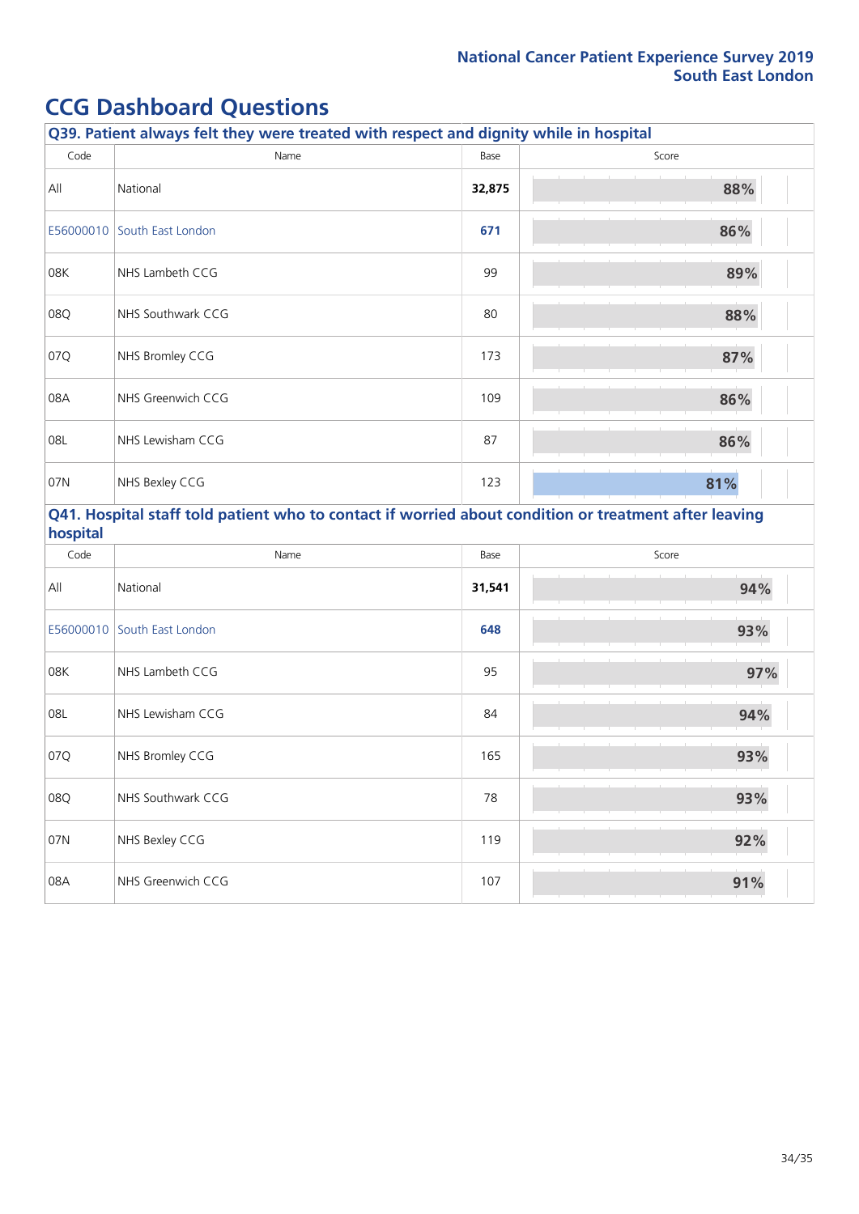# CCG Dashboard Questions

### Q39. Patient always felt they were treated with respect and dignity while in hospital

| Code | Name | Base | Score |
|---|---|---|---|
| All | National | **32,875** | 88% |
| E56000010 | South East London | **671** | 86% |
| 08K | NHS Lambeth CCG | 99 | 89% |
| 08Q | NHS Southwark CCG | 80 | 88% |
| 07Q | NHS Bromley CCG | 173 | 87% |
| 08A | NHS Greenwich CCG | 109 | 86% |
| 08L | NHS Lewisham CCG | 87 | 86% |
| 07N | NHS Bexley CCG | 123 | 81% |

### Q41. Hospital staff told patient who to contact if worried about condition or treatment after leaving hospital

| Code | Name | Base | Score |
|---|---|---|---|
| All | National | **31,541** | 94% |
| E56000010 | South East London | **648** | 93% |
| 08K | NHS Lambeth CCG | 95 | 97% |
| 08L | NHS Lewisham CCG | 84 | 94% |
| 07Q | NHS Bromley CCG | 165 | 93% |
| 08Q | NHS Southwark CCG | 78 | 93% |
| 07N | NHS Bexley CCG | 119 | 92% |
| 08A | NHS Greenwich CCG | 107 | 91% |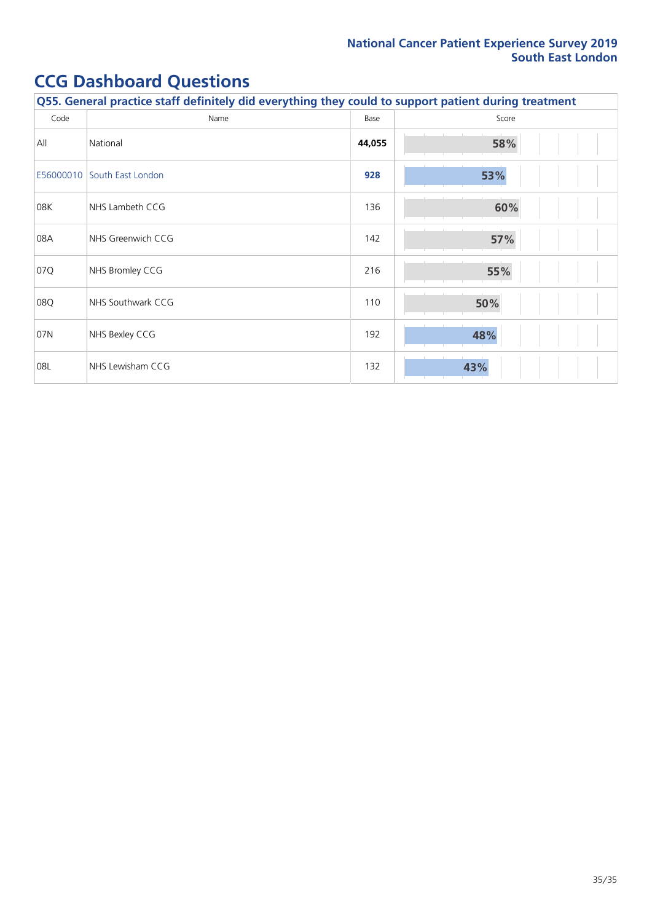## CCG Dashboard Questions

| Q55. General practice staff definitely did everything they could to support patient during treatment | | | |
|---|---|---|---|
| Code | Name | Base | Score |
| All | National | **44,055** | **58%** |
| E56000010 | South East London | **928** | **53%** |
| 08K | NHS Lambeth CCG | 136 | **60%** |
| 08A | NHS Greenwich CCG | 142 | **57%** |
| 07Q | NHS Bromley CCG | 216 | **55%** |
| 08Q | NHS Southwark CCG | 110 | **50%** |
| 07N | NHS Bexley CCG | 192 | **48%** |
| 08L | NHS Lewisham CCG | 132 | **43%** |